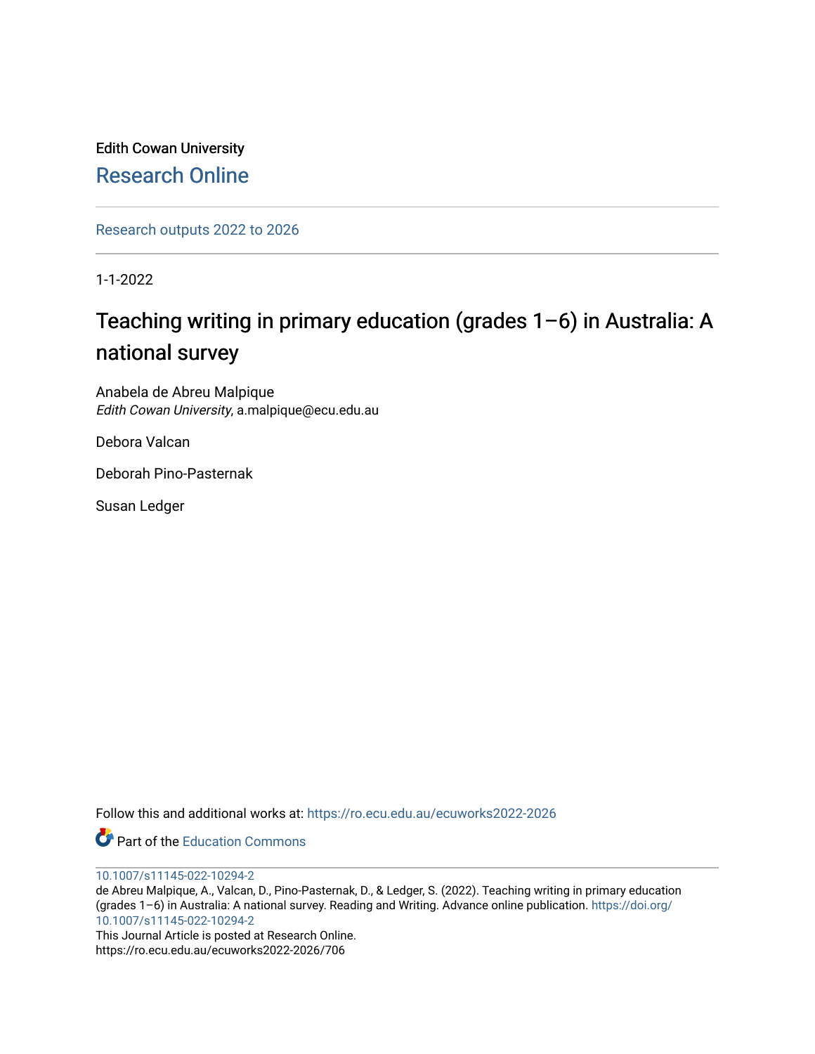Edith Cowan University

Research Online

Research outputs 2022 to 2026

1-1-2022

# Teaching writing in primary education (grades 1–6) in Australia: A national survey

Anabela de Abreu Malpique
*Edith Cowan University*, a.malpique@ecu.edu.au

Debora Valcan

Deborah Pino-Pasternak

Susan Ledger

Follow this and additional works at: https://ro.ecu.edu.au/ecuworks2022-2026

Part of the Education Commons

10.1007/s11145-022-10294-2
de Abreu Malpique, A., Valcan, D., Pino-Pasternak, D., & Ledger, S. (2022). Teaching writing in primary education (grades 1–6) in Australia: A national survey. Reading and Writing. Advance online publication. https://doi.org/10.1007/s11145-022-10294-2
This Journal Article is posted at Research Online.
https://ro.ecu.edu.au/ecuworks2022-2026/706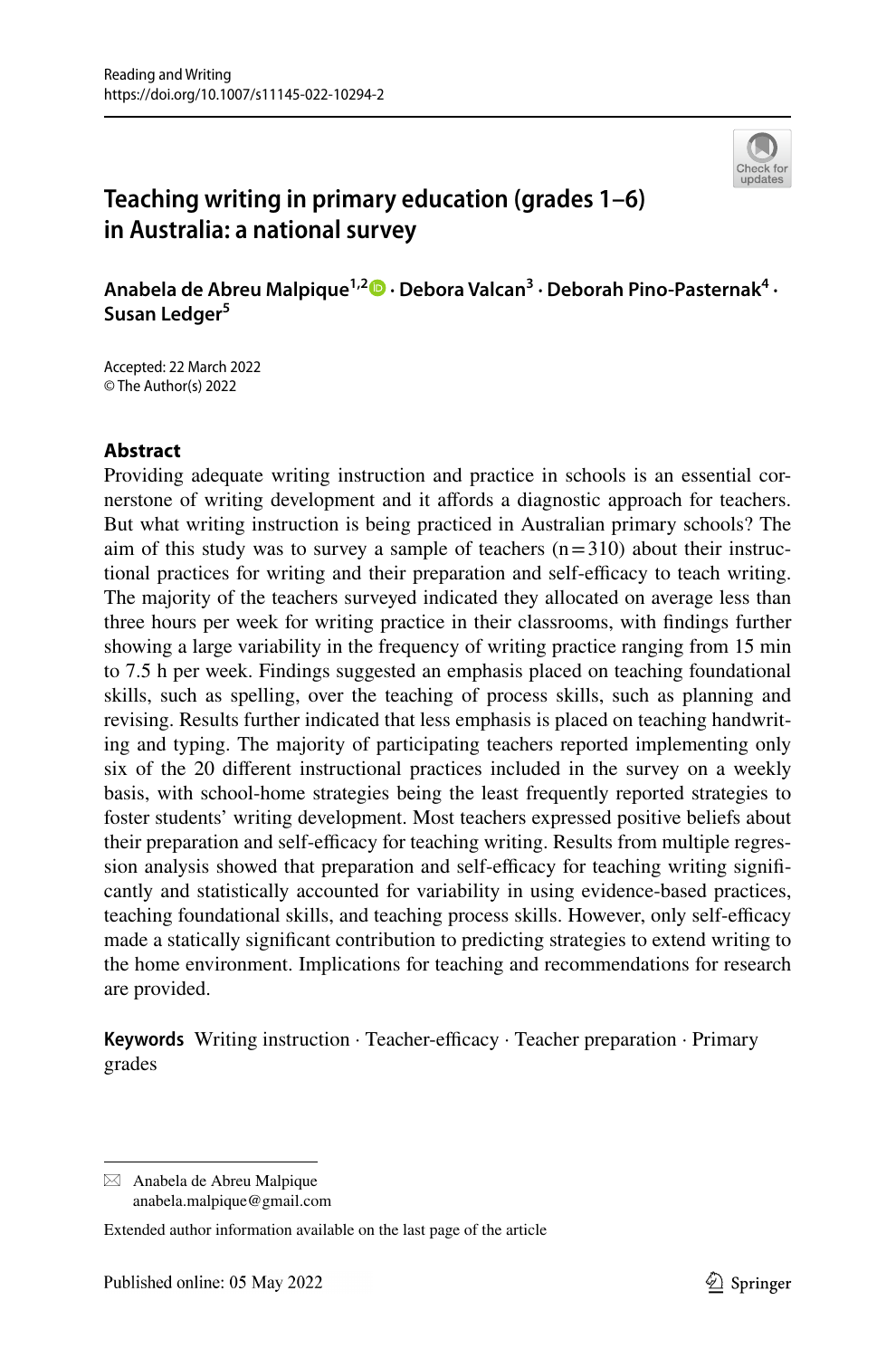# Teaching writing in primary education (grades 1–6) in Australia: a national survey

**Anabela de Abreu Malpique**[1,2] · **Debora Valcan**[3] · **Deborah Pino-Pasternak**[4] · **Susan Ledger**[5]

Accepted: 22 March 2022
© The Author(s) 2022

## Abstract

Providing adequate writing instruction and practice in schools is an essential cornerstone of writing development and it affords a diagnostic approach for teachers. But what writing instruction is being practiced in Australian primary schools? The aim of this study was to survey a sample of teachers (n = 310) about their instructional practices for writing and their preparation and self-efficacy to teach writing. The majority of the teachers surveyed indicated they allocated on average less than three hours per week for writing practice in their classrooms, with findings further showing a large variability in the frequency of writing practice ranging from 15 min to 7.5 h per week. Findings suggested an emphasis placed on teaching foundational skills, such as spelling, over the teaching of process skills, such as planning and revising. Results further indicated that less emphasis is placed on teaching handwriting and typing. The majority of participating teachers reported implementing only six of the 20 different instructional practices included in the survey on a weekly basis, with school-home strategies being the least frequently reported strategies to foster students' writing development. Most teachers expressed positive beliefs about their preparation and self-efficacy for teaching writing. Results from multiple regression analysis showed that preparation and self-efficacy for teaching writing significantly and statistically accounted for variability in using evidence-based practices, teaching foundational skills, and teaching process skills. However, only self-efficacy made a statically significant contribution to predicting strategies to extend writing to the home environment. Implications for teaching and recommendations for research are provided.

**Keywords** Writing instruction · Teacher-efficacy · Teacher preparation · Primary grades

---

✉ Anabela de Abreu Malpique
anabela.malpique@gmail.com

Extended author information available on the last page of the article

Published online: 05 May 2022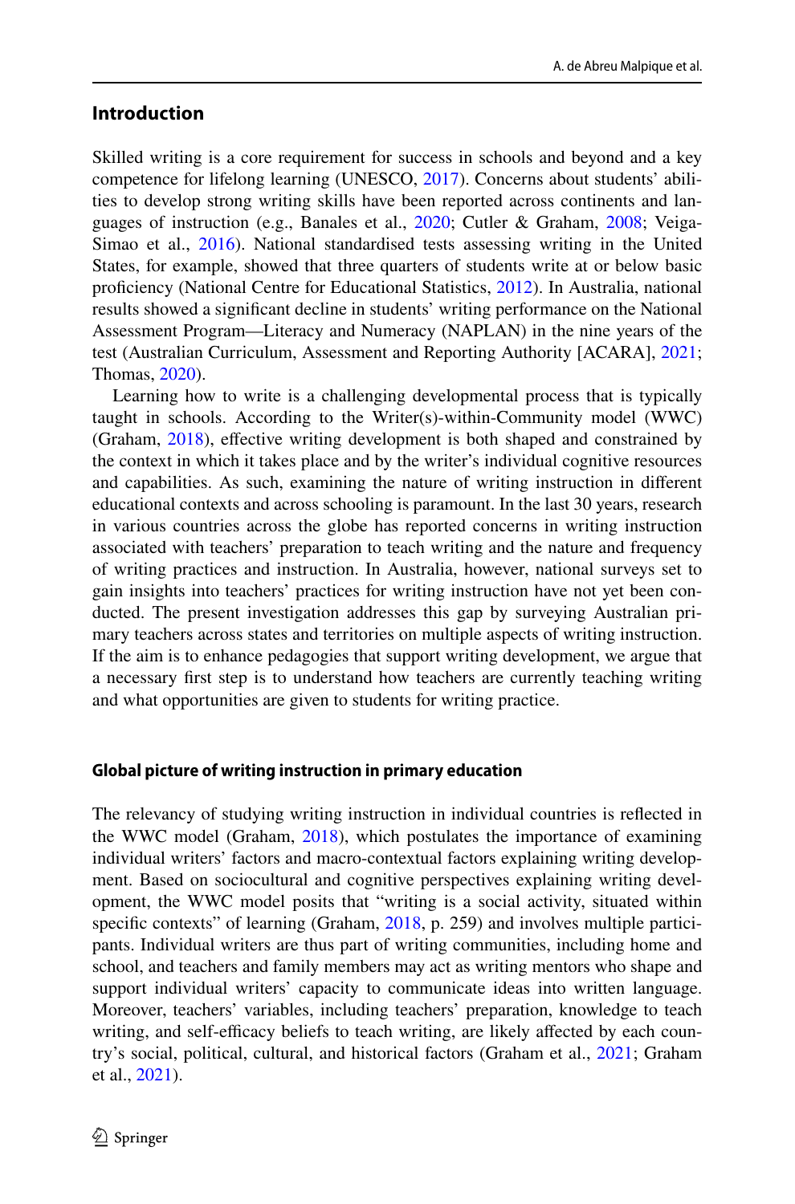## Introduction

Skilled writing is a core requirement for success in schools and beyond and a key competence for lifelong learning (UNESCO, 2017). Concerns about students' abilities to develop strong writing skills have been reported across continents and languages of instruction (e.g., Banales et al., 2020; Cutler & Graham, 2008; Veiga-Simao et al., 2016). National standardised tests assessing writing in the United States, for example, showed that three quarters of students write at or below basic proficiency (National Centre for Educational Statistics, 2012). In Australia, national results showed a significant decline in students' writing performance on the National Assessment Program—Literacy and Numeracy (NAPLAN) in the nine years of the test (Australian Curriculum, Assessment and Reporting Authority [ACARA], 2021; Thomas, 2020).

Learning how to write is a challenging developmental process that is typically taught in schools. According to the Writer(s)-within-Community model (WWC) (Graham, 2018), effective writing development is both shaped and constrained by the context in which it takes place and by the writer's individual cognitive resources and capabilities. As such, examining the nature of writing instruction in different educational contexts and across schooling is paramount. In the last 30 years, research in various countries across the globe has reported concerns in writing instruction associated with teachers' preparation to teach writing and the nature and frequency of writing practices and instruction. In Australia, however, national surveys set to gain insights into teachers' practices for writing instruction have not yet been conducted. The present investigation addresses this gap by surveying Australian primary teachers across states and territories on multiple aspects of writing instruction. If the aim is to enhance pedagogies that support writing development, we argue that a necessary first step is to understand how teachers are currently teaching writing and what opportunities are given to students for writing practice.

### Global picture of writing instruction in primary education

The relevancy of studying writing instruction in individual countries is reflected in the WWC model (Graham, 2018), which postulates the importance of examining individual writers' factors and macro-contextual factors explaining writing development. Based on sociocultural and cognitive perspectives explaining writing development, the WWC model posits that "writing is a social activity, situated within specific contexts" of learning (Graham, 2018, p. 259) and involves multiple participants. Individual writers are thus part of writing communities, including home and school, and teachers and family members may act as writing mentors who shape and support individual writers' capacity to communicate ideas into written language. Moreover, teachers' variables, including teachers' preparation, knowledge to teach writing, and self-efficacy beliefs to teach writing, are likely affected by each country's social, political, cultural, and historical factors (Graham et al., 2021; Graham et al., 2021).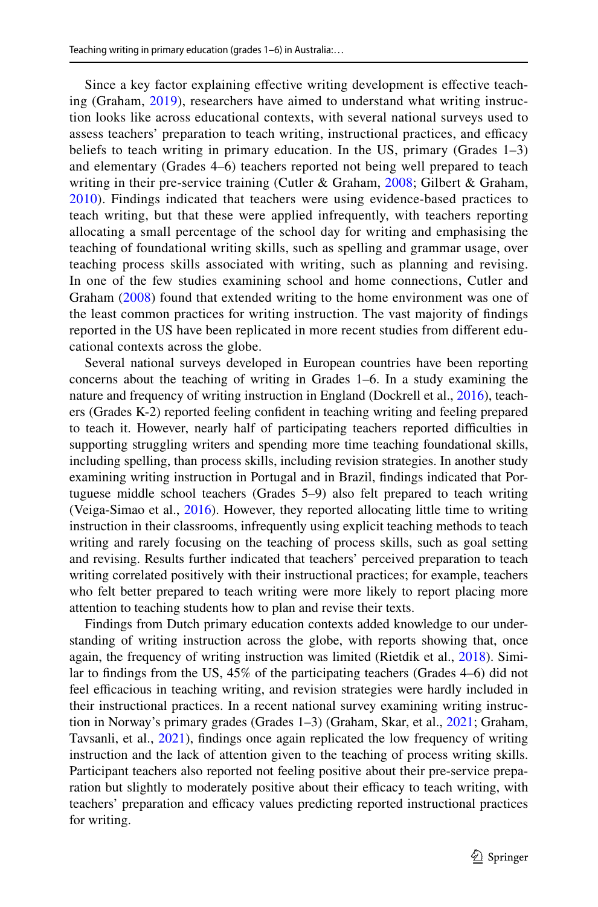Since a key factor explaining effective writing development is effective teaching (Graham, 2019), researchers have aimed to understand what writing instruction looks like across educational contexts, with several national surveys used to assess teachers' preparation to teach writing, instructional practices, and efficacy beliefs to teach writing in primary education. In the US, primary (Grades 1–3) and elementary (Grades 4–6) teachers reported not being well prepared to teach writing in their pre-service training (Cutler & Graham, 2008; Gilbert & Graham, 2010). Findings indicated that teachers were using evidence-based practices to teach writing, but that these were applied infrequently, with teachers reporting allocating a small percentage of the school day for writing and emphasising the teaching of foundational writing skills, such as spelling and grammar usage, over teaching process skills associated with writing, such as planning and revising. In one of the few studies examining school and home connections, Cutler and Graham (2008) found that extended writing to the home environment was one of the least common practices for writing instruction. The vast majority of findings reported in the US have been replicated in more recent studies from different educational contexts across the globe.

Several national surveys developed in European countries have been reporting concerns about the teaching of writing in Grades 1–6. In a study examining the nature and frequency of writing instruction in England (Dockrell et al., 2016), teachers (Grades K-2) reported feeling confident in teaching writing and feeling prepared to teach it. However, nearly half of participating teachers reported difficulties in supporting struggling writers and spending more time teaching foundational skills, including spelling, than process skills, including revision strategies. In another study examining writing instruction in Portugal and in Brazil, findings indicated that Portuguese middle school teachers (Grades 5–9) also felt prepared to teach writing (Veiga-Simao et al., 2016). However, they reported allocating little time to writing instruction in their classrooms, infrequently using explicit teaching methods to teach writing and rarely focusing on the teaching of process skills, such as goal setting and revising. Results further indicated that teachers' perceived preparation to teach writing correlated positively with their instructional practices; for example, teachers who felt better prepared to teach writing were more likely to report placing more attention to teaching students how to plan and revise their texts.

Findings from Dutch primary education contexts added knowledge to our understanding of writing instruction across the globe, with reports showing that, once again, the frequency of writing instruction was limited (Rietdik et al., 2018). Similar to findings from the US, 45% of the participating teachers (Grades 4–6) did not feel efficacious in teaching writing, and revision strategies were hardly included in their instructional practices. In a recent national survey examining writing instruction in Norway's primary grades (Grades 1–3) (Graham, Skar, et al., 2021; Graham, Tavsanli, et al., 2021), findings once again replicated the low frequency of writing instruction and the lack of attention given to the teaching of process writing skills. Participant teachers also reported not feeling positive about their pre-service preparation but slightly to moderately positive about their efficacy to teach writing, with teachers' preparation and efficacy values predicting reported instructional practices for writing.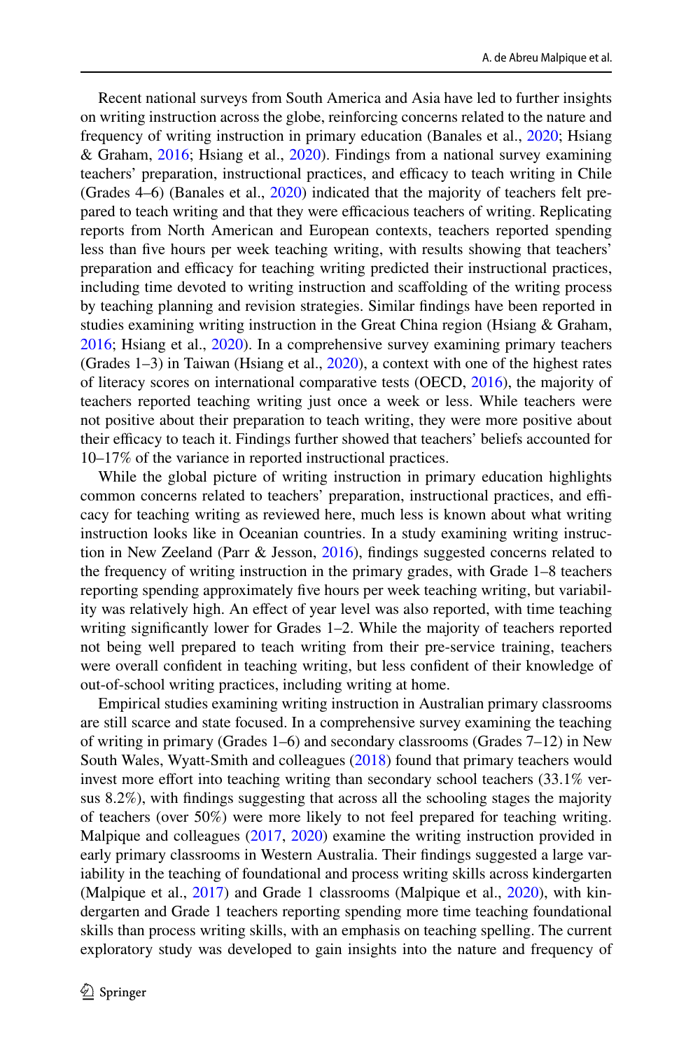Recent national surveys from South America and Asia have led to further insights on writing instruction across the globe, reinforcing concerns related to the nature and frequency of writing instruction in primary education (Banales et al., 2020; Hsiang & Graham, 2016; Hsiang et al., 2020). Findings from a national survey examining teachers' preparation, instructional practices, and efficacy to teach writing in Chile (Grades 4–6) (Banales et al., 2020) indicated that the majority of teachers felt prepared to teach writing and that they were efficacious teachers of writing. Replicating reports from North American and European contexts, teachers reported spending less than five hours per week teaching writing, with results showing that teachers' preparation and efficacy for teaching writing predicted their instructional practices, including time devoted to writing instruction and scaffolding of the writing process by teaching planning and revision strategies. Similar findings have been reported in studies examining writing instruction in the Great China region (Hsiang & Graham, 2016; Hsiang et al., 2020). In a comprehensive survey examining primary teachers (Grades 1–3) in Taiwan (Hsiang et al., 2020), a context with one of the highest rates of literacy scores on international comparative tests (OECD, 2016), the majority of teachers reported teaching writing just once a week or less. While teachers were not positive about their preparation to teach writing, they were more positive about their efficacy to teach it. Findings further showed that teachers' beliefs accounted for 10–17% of the variance in reported instructional practices.

While the global picture of writing instruction in primary education highlights common concerns related to teachers' preparation, instructional practices, and efficacy for teaching writing as reviewed here, much less is known about what writing instruction looks like in Oceanian countries. In a study examining writing instruction in New Zeeland (Parr & Jesson, 2016), findings suggested concerns related to the frequency of writing instruction in the primary grades, with Grade 1–8 teachers reporting spending approximately five hours per week teaching writing, but variability was relatively high. An effect of year level was also reported, with time teaching writing significantly lower for Grades 1–2. While the majority of teachers reported not being well prepared to teach writing from their pre-service training, teachers were overall confident in teaching writing, but less confident of their knowledge of out-of-school writing practices, including writing at home.

Empirical studies examining writing instruction in Australian primary classrooms are still scarce and state focused. In a comprehensive survey examining the teaching of writing in primary (Grades 1–6) and secondary classrooms (Grades 7–12) in New South Wales, Wyatt-Smith and colleagues (2018) found that primary teachers would invest more effort into teaching writing than secondary school teachers (33.1% versus 8.2%), with findings suggesting that across all the schooling stages the majority of teachers (over 50%) were more likely to not feel prepared for teaching writing. Malpique and colleagues (2017, 2020) examine the writing instruction provided in early primary classrooms in Western Australia. Their findings suggested a large variability in the teaching of foundational and process writing skills across kindergarten (Malpique et al., 2017) and Grade 1 classrooms (Malpique et al., 2020), with kindergarten and Grade 1 teachers reporting spending more time teaching foundational skills than process writing skills, with an emphasis on teaching spelling. The current exploratory study was developed to gain insights into the nature and frequency of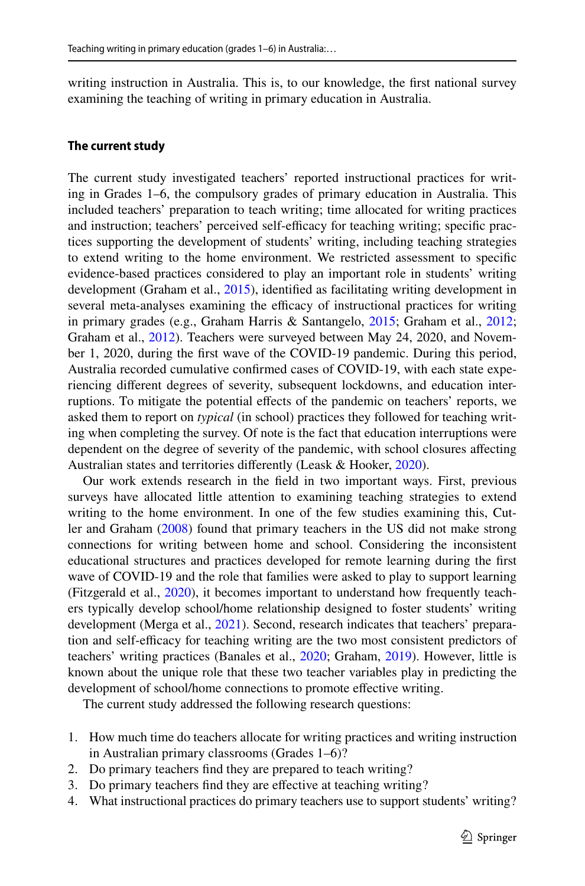writing instruction in Australia. This is, to our knowledge, the first national survey examining the teaching of writing in primary education in Australia.

## The current study

The current study investigated teachers' reported instructional practices for writing in Grades 1–6, the compulsory grades of primary education in Australia. This included teachers' preparation to teach writing; time allocated for writing practices and instruction; teachers' perceived self-efficacy for teaching writing; specific practices supporting the development of students' writing, including teaching strategies to extend writing to the home environment. We restricted assessment to specific evidence-based practices considered to play an important role in students' writing development (Graham et al., 2015), identified as facilitating writing development in several meta-analyses examining the efficacy of instructional practices for writing in primary grades (e.g., Graham Harris & Santangelo, 2015; Graham et al., 2012; Graham et al., 2012). Teachers were surveyed between May 24, 2020, and November 1, 2020, during the first wave of the COVID-19 pandemic. During this period, Australia recorded cumulative confirmed cases of COVID-19, with each state experiencing different degrees of severity, subsequent lockdowns, and education interruptions. To mitigate the potential effects of the pandemic on teachers' reports, we asked them to report on *typical* (in school) practices they followed for teaching writing when completing the survey. Of note is the fact that education interruptions were dependent on the degree of severity of the pandemic, with school closures affecting Australian states and territories differently (Leask & Hooker, 2020).

Our work extends research in the field in two important ways. First, previous surveys have allocated little attention to examining teaching strategies to extend writing to the home environment. In one of the few studies examining this, Cutler and Graham (2008) found that primary teachers in the US did not make strong connections for writing between home and school. Considering the inconsistent educational structures and practices developed for remote learning during the first wave of COVID-19 and the role that families were asked to play to support learning (Fitzgerald et al., 2020), it becomes important to understand how frequently teachers typically develop school/home relationship designed to foster students' writing development (Merga et al., 2021). Second, research indicates that teachers' preparation and self-efficacy for teaching writing are the two most consistent predictors of teachers' writing practices (Banales et al., 2020; Graham, 2019). However, little is known about the unique role that these two teacher variables play in predicting the development of school/home connections to promote effective writing.

The current study addressed the following research questions:

1. How much time do teachers allocate for writing practices and writing instruction in Australian primary classrooms (Grades 1–6)?
2. Do primary teachers find they are prepared to teach writing?
3. Do primary teachers find they are effective at teaching writing?
4. What instructional practices do primary teachers use to support students' writing?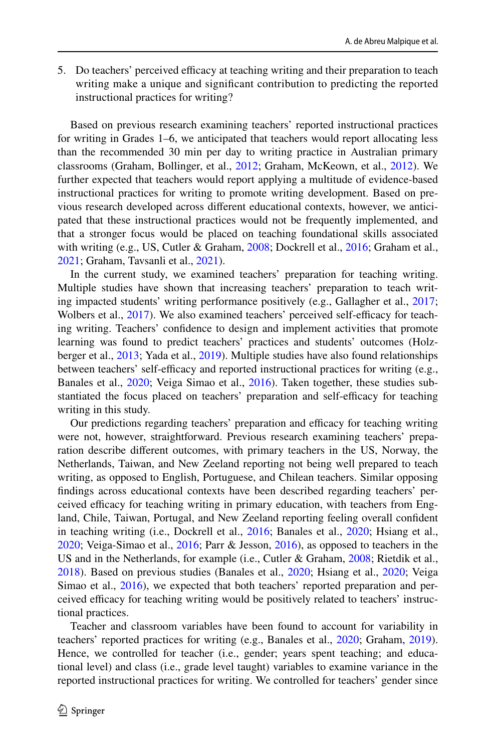5. Do teachers' perceived efficacy at teaching writing and their preparation to teach writing make a unique and significant contribution to predicting the reported instructional practices for writing?

Based on previous research examining teachers' reported instructional practices for writing in Grades 1–6, we anticipated that teachers would report allocating less than the recommended 30 min per day to writing practice in Australian primary classrooms (Graham, Bollinger, et al., 2012; Graham, McKeown, et al., 2012). We further expected that teachers would report applying a multitude of evidence-based instructional practices for writing to promote writing development. Based on previous research developed across different educational contexts, however, we anticipated that these instructional practices would not be frequently implemented, and that a stronger focus would be placed on teaching foundational skills associated with writing (e.g., US, Cutler & Graham, 2008; Dockrell et al., 2016; Graham et al., 2021; Graham, Tavsanli et al., 2021).

In the current study, we examined teachers' preparation for teaching writing. Multiple studies have shown that increasing teachers' preparation to teach writing impacted students' writing performance positively (e.g., Gallagher et al., 2017; Wolbers et al., 2017). We also examined teachers' perceived self-efficacy for teaching writing. Teachers' confidence to design and implement activities that promote learning was found to predict teachers' practices and students' outcomes (Holzberger et al., 2013; Yada et al., 2019). Multiple studies have also found relationships between teachers' self-efficacy and reported instructional practices for writing (e.g., Banales et al., 2020; Veiga Simao et al., 2016). Taken together, these studies substantiated the focus placed on teachers' preparation and self-efficacy for teaching writing in this study.

Our predictions regarding teachers' preparation and efficacy for teaching writing were not, however, straightforward. Previous research examining teachers' preparation describe different outcomes, with primary teachers in the US, Norway, the Netherlands, Taiwan, and New Zeeland reporting not being well prepared to teach writing, as opposed to English, Portuguese, and Chilean teachers. Similar opposing findings across educational contexts have been described regarding teachers' perceived efficacy for teaching writing in primary education, with teachers from England, Chile, Taiwan, Portugal, and New Zeeland reporting feeling overall confident in teaching writing (i.e., Dockrell et al., 2016; Banales et al., 2020; Hsiang et al., 2020; Veiga-Simao et al., 2016; Parr & Jesson, 2016), as opposed to teachers in the US and in the Netherlands, for example (i.e., Cutler & Graham, 2008; Rietdik et al., 2018). Based on previous studies (Banales et al., 2020; Hsiang et al., 2020; Veiga Simao et al., 2016), we expected that both teachers' reported preparation and perceived efficacy for teaching writing would be positively related to teachers' instructional practices.

Teacher and classroom variables have been found to account for variability in teachers' reported practices for writing (e.g., Banales et al., 2020; Graham, 2019). Hence, we controlled for teacher (i.e., gender; years spent teaching; and educational level) and class (i.e., grade level taught) variables to examine variance in the reported instructional practices for writing. We controlled for teachers' gender since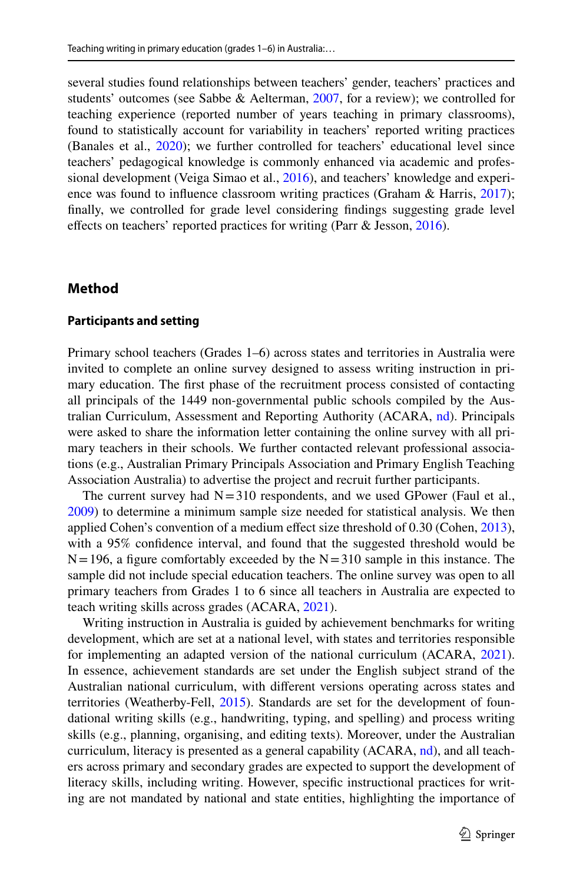several studies found relationships between teachers' gender, teachers' practices and students' outcomes (see Sabbe & Aelterman, 2007, for a review); we controlled for teaching experience (reported number of years teaching in primary classrooms), found to statistically account for variability in teachers' reported writing practices (Banales et al., 2020); we further controlled for teachers' educational level since teachers' pedagogical knowledge is commonly enhanced via academic and professional development (Veiga Simao et al., 2016), and teachers' knowledge and experience was found to influence classroom writing practices (Graham & Harris, 2017); finally, we controlled for grade level considering findings suggesting grade level effects on teachers' reported practices for writing (Parr & Jesson, 2016).

## Method

### Participants and setting

Primary school teachers (Grades 1–6) across states and territories in Australia were invited to complete an online survey designed to assess writing instruction in primary education. The first phase of the recruitment process consisted of contacting all principals of the 1449 non-governmental public schools compiled by the Australian Curriculum, Assessment and Reporting Authority (ACARA, nd). Principals were asked to share the information letter containing the online survey with all primary teachers in their schools. We further contacted relevant professional associations (e.g., Australian Primary Principals Association and Primary English Teaching Association Australia) to advertise the project and recruit further participants.

The current survey had N = 310 respondents, and we used GPower (Faul et al., 2009) to determine a minimum sample size needed for statistical analysis. We then applied Cohen's convention of a medium effect size threshold of 0.30 (Cohen, 2013), with a 95% confidence interval, and found that the suggested threshold would be N = 196, a figure comfortably exceeded by the N = 310 sample in this instance. The sample did not include special education teachers. The online survey was open to all primary teachers from Grades 1 to 6 since all teachers in Australia are expected to teach writing skills across grades (ACARA, 2021).

Writing instruction in Australia is guided by achievement benchmarks for writing development, which are set at a national level, with states and territories responsible for implementing an adapted version of the national curriculum (ACARA, 2021). In essence, achievement standards are set under the English subject strand of the Australian national curriculum, with different versions operating across states and territories (Weatherby-Fell, 2015). Standards are set for the development of foundational writing skills (e.g., handwriting, typing, and spelling) and process writing skills (e.g., planning, organising, and editing texts). Moreover, under the Australian curriculum, literacy is presented as a general capability (ACARA, nd), and all teachers across primary and secondary grades are expected to support the development of literacy skills, including writing. However, specific instructional practices for writing are not mandated by national and state entities, highlighting the importance of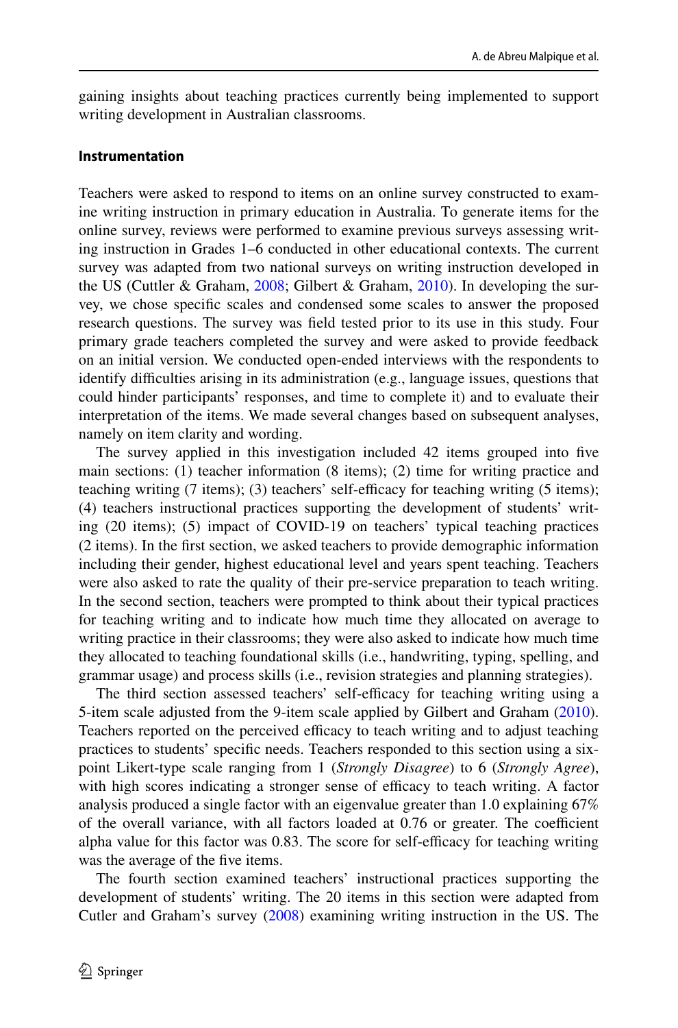gaining insights about teaching practices currently being implemented to support writing development in Australian classrooms.

### Instrumentation

Teachers were asked to respond to items on an online survey constructed to examine writing instruction in primary education in Australia. To generate items for the online survey, reviews were performed to examine previous surveys assessing writing instruction in Grades 1–6 conducted in other educational contexts. The current survey was adapted from two national surveys on writing instruction developed in the US (Cuttler & Graham, 2008; Gilbert & Graham, 2010). In developing the survey, we chose specific scales and condensed some scales to answer the proposed research questions. The survey was field tested prior to its use in this study. Four primary grade teachers completed the survey and were asked to provide feedback on an initial version. We conducted open-ended interviews with the respondents to identify difficulties arising in its administration (e.g., language issues, questions that could hinder participants' responses, and time to complete it) and to evaluate their interpretation of the items. We made several changes based on subsequent analyses, namely on item clarity and wording.

The survey applied in this investigation included 42 items grouped into five main sections: (1) teacher information (8 items); (2) time for writing practice and teaching writing (7 items); (3) teachers' self-efficacy for teaching writing (5 items); (4) teachers instructional practices supporting the development of students' writing (20 items); (5) impact of COVID-19 on teachers' typical teaching practices (2 items). In the first section, we asked teachers to provide demographic information including their gender, highest educational level and years spent teaching. Teachers were also asked to rate the quality of their pre-service preparation to teach writing. In the second section, teachers were prompted to think about their typical practices for teaching writing and to indicate how much time they allocated on average to writing practice in their classrooms; they were also asked to indicate how much time they allocated to teaching foundational skills (i.e., handwriting, typing, spelling, and grammar usage) and process skills (i.e., revision strategies and planning strategies).

The third section assessed teachers' self-efficacy for teaching writing using a 5-item scale adjusted from the 9-item scale applied by Gilbert and Graham (2010). Teachers reported on the perceived efficacy to teach writing and to adjust teaching practices to students' specific needs. Teachers responded to this section using a six-point Likert-type scale ranging from 1 (*Strongly Disagree*) to 6 (*Strongly Agree*), with high scores indicating a stronger sense of efficacy to teach writing. A factor analysis produced a single factor with an eigenvalue greater than 1.0 explaining 67% of the overall variance, with all factors loaded at 0.76 or greater. The coefficient alpha value for this factor was 0.83. The score for self-efficacy for teaching writing was the average of the five items.

The fourth section examined teachers' instructional practices supporting the development of students' writing. The 20 items in this section were adapted from Cutler and Graham's survey (2008) examining writing instruction in the US. The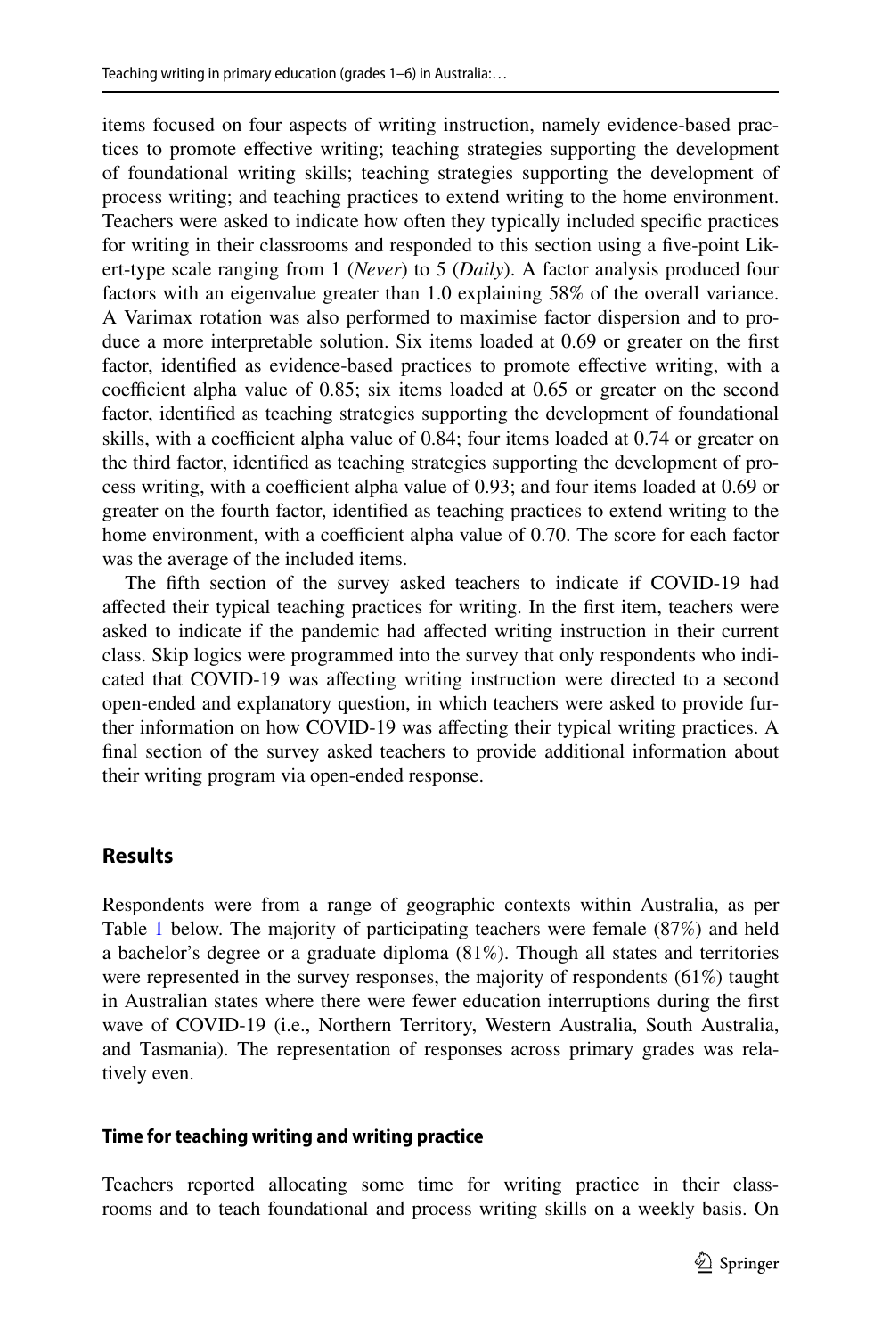items focused on four aspects of writing instruction, namely evidence-based practices to promote effective writing; teaching strategies supporting the development of foundational writing skills; teaching strategies supporting the development of process writing; and teaching practices to extend writing to the home environment. Teachers were asked to indicate how often they typically included specific practices for writing in their classrooms and responded to this section using a five-point Likert-type scale ranging from 1 (*Never*) to 5 (*Daily*). A factor analysis produced four factors with an eigenvalue greater than 1.0 explaining 58% of the overall variance. A Varimax rotation was also performed to maximise factor dispersion and to produce a more interpretable solution. Six items loaded at 0.69 or greater on the first factor, identified as evidence-based practices to promote effective writing, with a coefficient alpha value of 0.85; six items loaded at 0.65 or greater on the second factor, identified as teaching strategies supporting the development of foundational skills, with a coefficient alpha value of 0.84; four items loaded at 0.74 or greater on the third factor, identified as teaching strategies supporting the development of process writing, with a coefficient alpha value of 0.93; and four items loaded at 0.69 or greater on the fourth factor, identified as teaching practices to extend writing to the home environment, with a coefficient alpha value of 0.70. The score for each factor was the average of the included items.

The fifth section of the survey asked teachers to indicate if COVID-19 had affected their typical teaching practices for writing. In the first item, teachers were asked to indicate if the pandemic had affected writing instruction in their current class. Skip logics were programmed into the survey that only respondents who indicated that COVID-19 was affecting writing instruction were directed to a second open-ended and explanatory question, in which teachers were asked to provide further information on how COVID-19 was affecting their typical writing practices. A final section of the survey asked teachers to provide additional information about their writing program via open-ended response.

## Results

Respondents were from a range of geographic contexts within Australia, as per Table 1 below. The majority of participating teachers were female (87%) and held a bachelor's degree or a graduate diploma (81%). Though all states and territories were represented in the survey responses, the majority of respondents (61%) taught in Australian states where there were fewer education interruptions during the first wave of COVID-19 (i.e., Northern Territory, Western Australia, South Australia, and Tasmania). The representation of responses across primary grades was relatively even.

### Time for teaching writing and writing practice

Teachers reported allocating some time for writing practice in their classrooms and to teach foundational and process writing skills on a weekly basis. On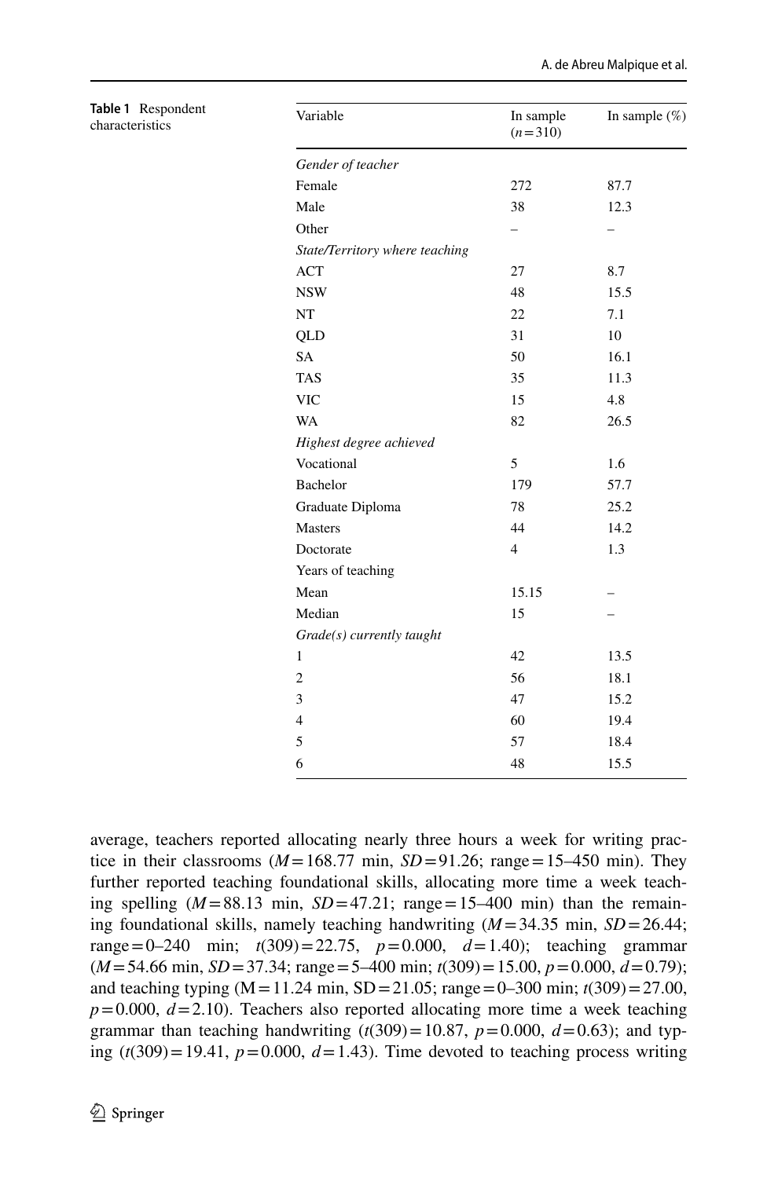**Table 1** Respondent characteristics

| Variable | In sample ($n=310$) | In sample (%) |
|---|---|---|
| *Gender of teacher* | | |
| Female | 272 | 87.7 |
| Male | 38 | 12.3 |
| Other | – | – |
| *State/Territory where teaching* | | |
| ACT | 27 | 8.7 |
| NSW | 48 | 15.5 |
| NT | 22 | 7.1 |
| QLD | 31 | 10 |
| SA | 50 | 16.1 |
| TAS | 35 | 11.3 |
| VIC | 15 | 4.8 |
| WA | 82 | 26.5 |
| *Highest degree achieved* | | |
| Vocational | 5 | 1.6 |
| Bachelor | 179 | 57.7 |
| Graduate Diploma | 78 | 25.2 |
| Masters | 44 | 14.2 |
| Doctorate | 4 | 1.3 |
| Years of teaching | | |
| Mean | 15.15 | – |
| Median | 15 | – |
| *Grade(s) currently taught* | | |
| 1 | 42 | 13.5 |
| 2 | 56 | 18.1 |
| 3 | 47 | 15.2 |
| 4 | 60 | 19.4 |
| 5 | 57 | 18.4 |
| 6 | 48 | 15.5 |

average, teachers reported allocating nearly three hours a week for writing practice in their classrooms ($M=168.77$ min, $SD=91.26$; range = 15–450 min). They further reported teaching foundational skills, allocating more time a week teaching spelling ($M=88.13$ min, $SD=47.21$; range = 15–400 min) than the remaining foundational skills, namely teaching handwriting ($M=34.35$ min, $SD=26.44$; range = 0–240 min; $t(309)=22.75$, $p=0.000$, $d=1.40$); teaching grammar ($M=54.66$ min, $SD=37.34$; range = 5–400 min; $t(309)=15.00$, $p=0.000$, $d=0.79$); and teaching typing ($M=11.24$ min, $SD=21.05$; range = 0–300 min; $t(309)=27.00$, $p=0.000$, $d=2.10$). Teachers also reported allocating more time a week teaching grammar than teaching handwriting ($t(309)=10.87$, $p=0.000$, $d=0.63$); and typing ($t(309)=19.41$, $p=0.000$, $d=1.43$). Time devoted to teaching process writing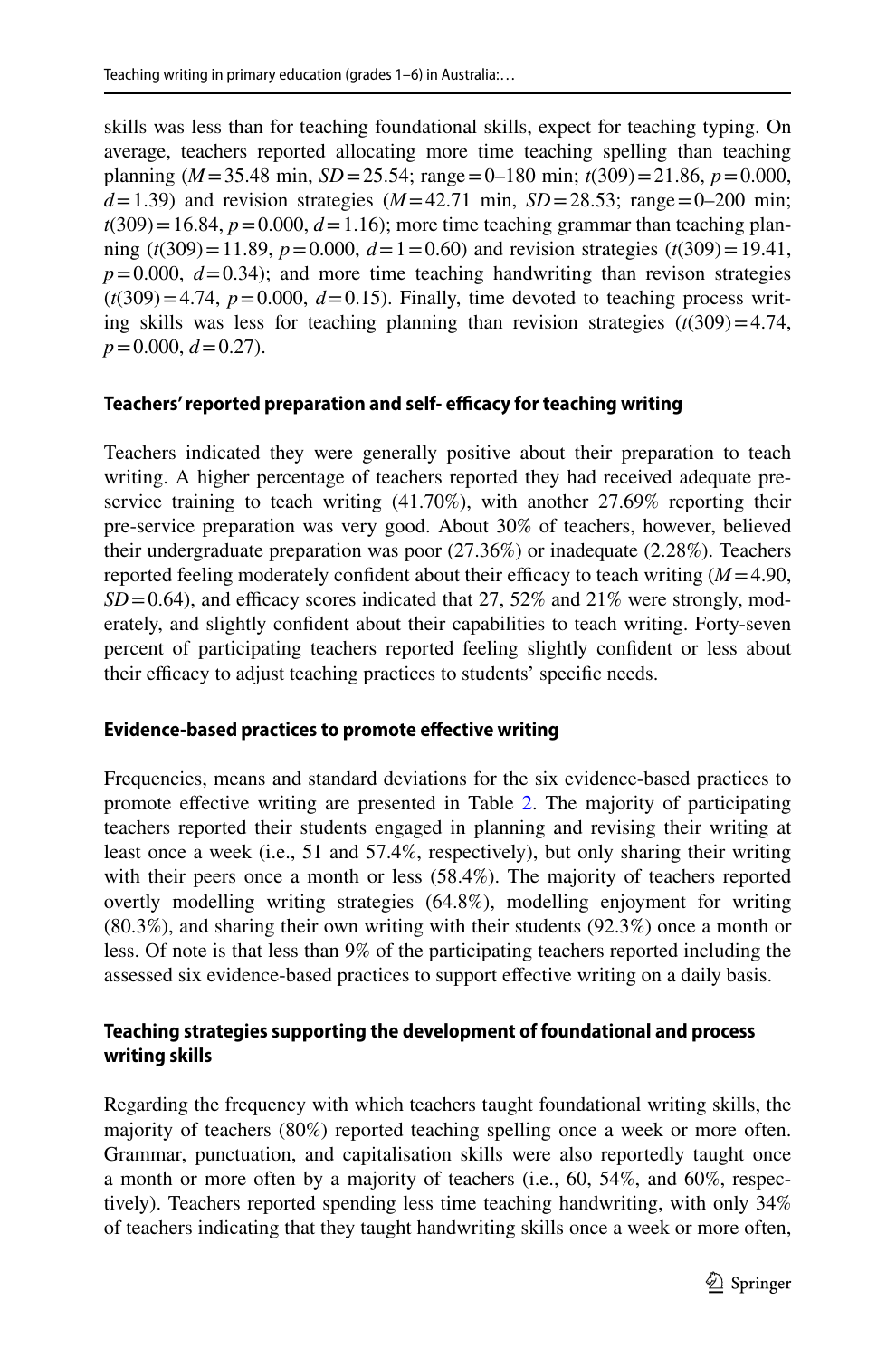skills was less than for teaching foundational skills, expect for teaching typing. On average, teachers reported allocating more time teaching spelling than teaching planning ($M = 35.48$ min, $SD = 25.54$; range = 0–180 min; $t(309) = 21.86$, $p = 0.000$, $d = 1.39$) and revision strategies ($M = 42.71$ min, $SD = 28.53$; range = 0–200 min; $t(309) = 16.84$, $p = 0.000$, $d = 1.16$); more time teaching grammar than teaching planning ($t(309) = 11.89$, $p = 0.000$, $d = 1 = 0.60$) and revision strategies ($t(309) = 19.41$, $p = 0.000$, $d = 0.34$); and more time teaching handwriting than revison strategies ($t(309) = 4.74$, $p = 0.000$, $d = 0.15$). Finally, time devoted to teaching process writing skills was less for teaching planning than revision strategies ($t(309) = 4.74$, $p = 0.000$, $d = 0.27$).

### Teachers' reported preparation and self- efficacy for teaching writing

Teachers indicated they were generally positive about their preparation to teach writing. A higher percentage of teachers reported they had received adequate pre-service training to teach writing (41.70%), with another 27.69% reporting their pre-service preparation was very good. About 30% of teachers, however, believed their undergraduate preparation was poor (27.36%) or inadequate (2.28%). Teachers reported feeling moderately confident about their efficacy to teach writing ($M = 4.90$, $SD = 0.64$), and efficacy scores indicated that 27, 52% and 21% were strongly, moderately, and slightly confident about their capabilities to teach writing. Forty-seven percent of participating teachers reported feeling slightly confident or less about their efficacy to adjust teaching practices to students' specific needs.

### Evidence-based practices to promote effective writing

Frequencies, means and standard deviations for the six evidence-based practices to promote effective writing are presented in Table 2. The majority of participating teachers reported their students engaged in planning and revising their writing at least once a week (i.e., 51 and 57.4%, respectively), but only sharing their writing with their peers once a month or less (58.4%). The majority of teachers reported overtly modelling writing strategies (64.8%), modelling enjoyment for writing (80.3%), and sharing their own writing with their students (92.3%) once a month or less. Of note is that less than 9% of the participating teachers reported including the assessed six evidence-based practices to support effective writing on a daily basis.

### Teaching strategies supporting the development of foundational and process writing skills

Regarding the frequency with which teachers taught foundational writing skills, the majority of teachers (80%) reported teaching spelling once a week or more often. Grammar, punctuation, and capitalisation skills were also reportedly taught once a month or more often by a majority of teachers (i.e., 60, 54%, and 60%, respectively). Teachers reported spending less time teaching handwriting, with only 34% of teachers indicating that they taught handwriting skills once a week or more often,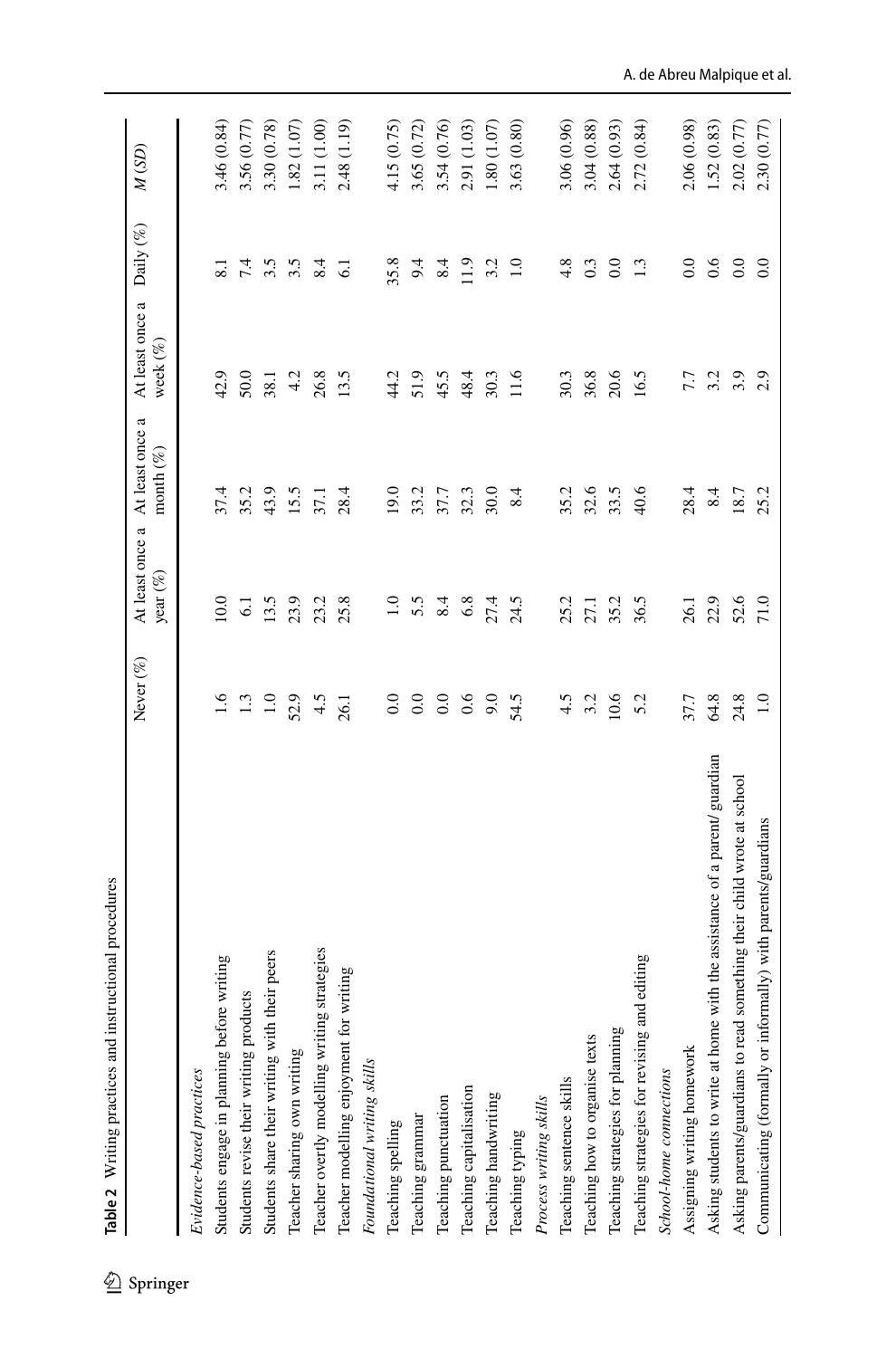**Table 2** Writing practices and instructional procedures

| | Never (%) | At least once a year (%) | At least once a month (%) | At least once a week (%) | Daily (%) | *M* (*SD*) |
|---|---|---|---|---|---|---|
| *Evidence-based practices* | | | | | | |
| Students engage in planning before writing | 1.6 | 10.0 | 37.4 | 42.9 | 8.1 | 3.46 (0.84) |
| Students revise their writing products | 1.3 | 6.1 | 35.2 | 50.0 | 7.4 | 3.56 (0.77) |
| Students share their writing with their peers | 1.0 | 13.5 | 43.9 | 38.1 | 3.5 | 3.30 (0.78) |
| Teacher sharing own writing | 52.9 | 23.9 | 15.5 | 4.2 | 3.5 | 1.82 (1.07) |
| Teacher overtly modelling writing strategies | 4.5 | 23.2 | 37.1 | 26.8 | 8.4 | 3.11 (1.00) |
| Teacher modelling enjoyment for writing | 26.1 | 25.8 | 28.4 | 13.5 | 6.1 | 2.48 (1.19) |
| *Foundational writing skills* | | | | | | |
| Teaching spelling | 0.0 | 1.0 | 19.0 | 44.2 | 35.8 | 4.15 (0.75) |
| Teaching grammar | 0.0 | 5.5 | 33.2 | 51.9 | 9.4 | 3.65 (0.72) |
| Teaching punctuation | 0.0 | 8.4 | 37.7 | 45.5 | 8.4 | 3.54 (0.76) |
| Teaching capitalisation | 0.6 | 6.8 | 32.3 | 48.4 | 11.9 | 2.91 (1.03) |
| Teaching handwriting | 9.0 | 27.4 | 30.0 | 30.3 | 3.2 | 1.80 (1.07) |
| Teaching typing | 54.5 | 24.5 | 8.4 | 11.6 | 1.0 | 3.63 (0.80) |
| *Process writing skills* | | | | | | |
| Teaching sentence skills | 4.5 | 25.2 | 35.2 | 30.3 | 4.8 | 3.06 (0.96) |
| Teaching how to organise texts | 3.2 | 27.1 | 32.6 | 36.8 | 0.3 | 3.04 (0.88) |
| Teaching strategies for planning | 10.6 | 35.2 | 33.5 | 20.6 | 0.0 | 2.64 (0.93) |
| Teaching strategies for revising and editing | 5.2 | 36.5 | 40.6 | 16.5 | 1.3 | 2.72 (0.84) |
| *School-home connections* | | | | | | |
| Assigning writing homework | 37.7 | 26.1 | 28.4 | 7.7 | 0.0 | 2.06 (0.98) |
| Asking students to write at home with the assistance of a parent/ guardian | 64.8 | 22.9 | 8.4 | 3.2 | 0.6 | 1.52 (0.83) |
| Asking parents/guardians to read something their child wrote at school | 24.8 | 52.6 | 18.7 | 3.9 | 0.0 | 2.02 (0.77) |
| Communicating (formally or informally) with parents/guardians | 1.0 | 71.0 | 25.2 | 2.9 | 0.0 | 2.30 (0.77) |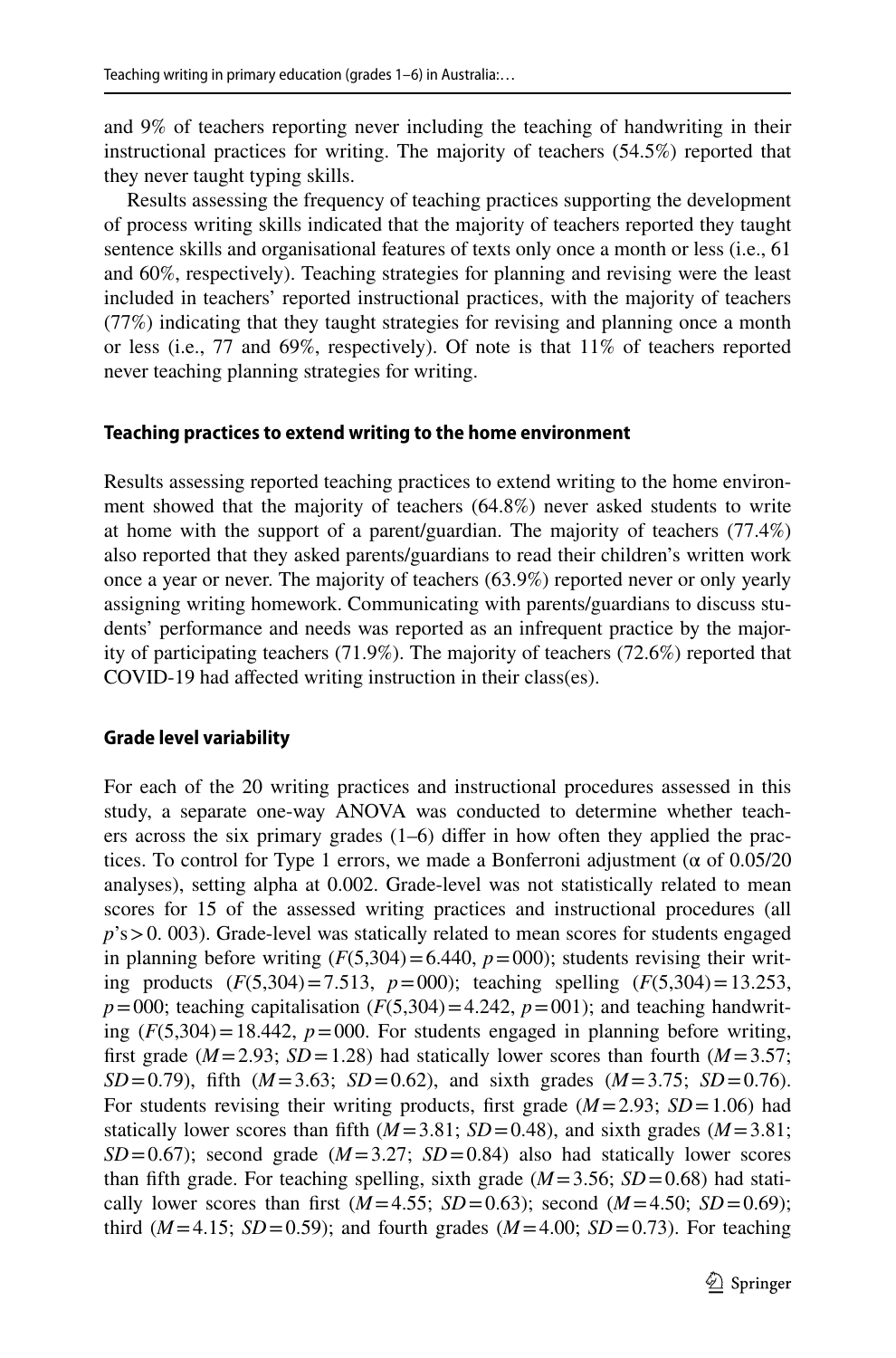and 9% of teachers reporting never including the teaching of handwriting in their instructional practices for writing. The majority of teachers (54.5%) reported that they never taught typing skills.

Results assessing the frequency of teaching practices supporting the development of process writing skills indicated that the majority of teachers reported they taught sentence skills and organisational features of texts only once a month or less (i.e., 61 and 60%, respectively). Teaching strategies for planning and revising were the least included in teachers' reported instructional practices, with the majority of teachers (77%) indicating that they taught strategies for revising and planning once a month or less (i.e., 77 and 69%, respectively). Of note is that 11% of teachers reported never teaching planning strategies for writing.

### Teaching practices to extend writing to the home environment

Results assessing reported teaching practices to extend writing to the home environment showed that the majority of teachers (64.8%) never asked students to write at home with the support of a parent/guardian. The majority of teachers (77.4%) also reported that they asked parents/guardians to read their children's written work once a year or never. The majority of teachers (63.9%) reported never or only yearly assigning writing homework. Communicating with parents/guardians to discuss students' performance and needs was reported as an infrequent practice by the majority of participating teachers (71.9%). The majority of teachers (72.6%) reported that COVID-19 had affected writing instruction in their class(es).

### Grade level variability

For each of the 20 writing practices and instructional procedures assessed in this study, a separate one-way ANOVA was conducted to determine whether teachers across the six primary grades (1–6) differ in how often they applied the practices. To control for Type 1 errors, we made a Bonferroni adjustment ($\alpha$ of 0.05/20 analyses), setting alpha at 0.002. Grade-level was not statistically related to mean scores for 15 of the assessed writing practices and instructional procedures (all $p$'s > 0. 003). Grade-level was statically related to mean scores for students engaged in planning before writing ($F(5,304) = 6.440$, $p = 000$); students revising their writing products ($F(5,304) = 7.513$, $p = 000$); teaching spelling ($F(5,304) = 13.253$, $p = 000$; teaching capitalisation ($F(5,304) = 4.242$, $p = 001$); and teaching handwriting ($F(5,304) = 18.442$, $p = 000$. For students engaged in planning before writing, first grade ($M = 2.93$; $SD = 1.28$) had statically lower scores than fourth ($M = 3.57$; $SD = 0.79$), fifth ($M = 3.63$; $SD = 0.62$), and sixth grades ($M = 3.75$; $SD = 0.76$). For students revising their writing products, first grade ($M = 2.93$; $SD = 1.06$) had statically lower scores than fifth ($M = 3.81$; $SD = 0.48$), and sixth grades ($M = 3.81$; $SD = 0.67$); second grade ($M = 3.27$; $SD = 0.84$) also had statically lower scores than fifth grade. For teaching spelling, sixth grade ($M = 3.56$; $SD = 0.68$) had statically lower scores than first ($M = 4.55$; $SD = 0.63$); second ($M = 4.50$; $SD = 0.69$); third ($M = 4.15$; $SD = 0.59$); and fourth grades ($M = 4.00$; $SD = 0.73$). For teaching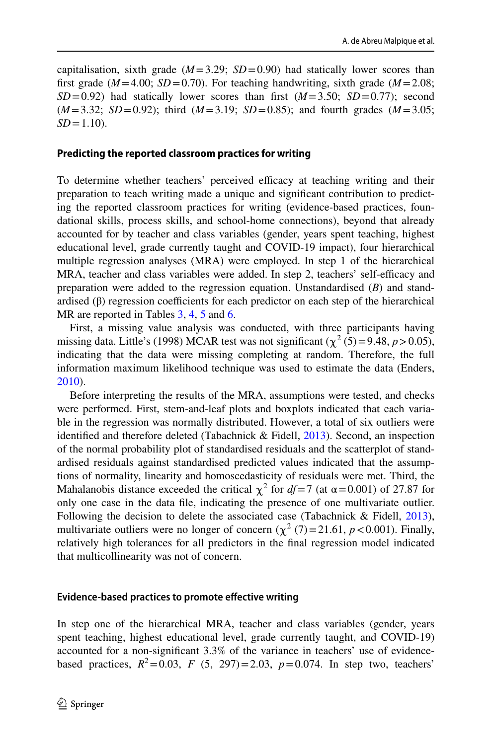capitalisation, sixth grade ($M = 3.29$; $SD = 0.90$) had statically lower scores than first grade ($M = 4.00$; $SD = 0.70$). For teaching handwriting, sixth grade ($M = 2.08$; $SD = 0.92$) had statically lower scores than first ($M = 3.50$; $SD = 0.77$); second ($M = 3.32$; $SD = 0.92$); third ($M = 3.19$; $SD = 0.85$); and fourth grades ($M = 3.05$; $SD = 1.10$).

### Predicting the reported classroom practices for writing

To determine whether teachers' perceived efficacy at teaching writing and their preparation to teach writing made a unique and significant contribution to predicting the reported classroom practices for writing (evidence-based practices, foundational skills, process skills, and school-home connections), beyond that already accounted for by teacher and class variables (gender, years spent teaching, highest educational level, grade currently taught and COVID-19 impact), four hierarchical multiple regression analyses (MRA) were employed. In step 1 of the hierarchical MRA, teacher and class variables were added. In step 2, teachers' self-efficacy and preparation were added to the regression equation. Unstandardised (*B*) and standardised (β) regression coefficients for each predictor on each step of the hierarchical MR are reported in Tables 3, 4, 5 and 6.

First, a missing value analysis was conducted, with three participants having missing data. Little's (1998) MCAR test was not significant ($\chi^2$ (5) = 9.48, $p > 0.05$), indicating that the data were missing completing at random. Therefore, the full information maximum likelihood technique was used to estimate the data (Enders, 2010).

Before interpreting the results of the MRA, assumptions were tested, and checks were performed. First, stem-and-leaf plots and boxplots indicated that each variable in the regression was normally distributed. However, a total of six outliers were identified and therefore deleted (Tabachnick & Fidell, 2013). Second, an inspection of the normal probability plot of standardised residuals and the scatterplot of standardised residuals against standardised predicted values indicated that the assumptions of normality, linearity and homoscedasticity of residuals were met. Third, the Mahalanobis distance exceeded the critical $\chi^2$ for $df = 7$ (at $\alpha = 0.001$) of 27.87 for only one case in the data file, indicating the presence of one multivariate outlier. Following the decision to delete the associated case (Tabachnick & Fidell, 2013), multivariate outliers were no longer of concern ($\chi^2$ (7) = 21.61, $p < 0.001$). Finally, relatively high tolerances for all predictors in the final regression model indicated that multicollinearity was not of concern.

### Evidence-based practices to promote effective writing

In step one of the hierarchical MRA, teacher and class variables (gender, years spent teaching, highest educational level, grade currently taught, and COVID-19) accounted for a non-significant 3.3% of the variance in teachers' use of evidence-based practices, $R^2 = 0.03$, $F$ (5, 297) = 2.03, $p = 0.074$. In step two, teachers'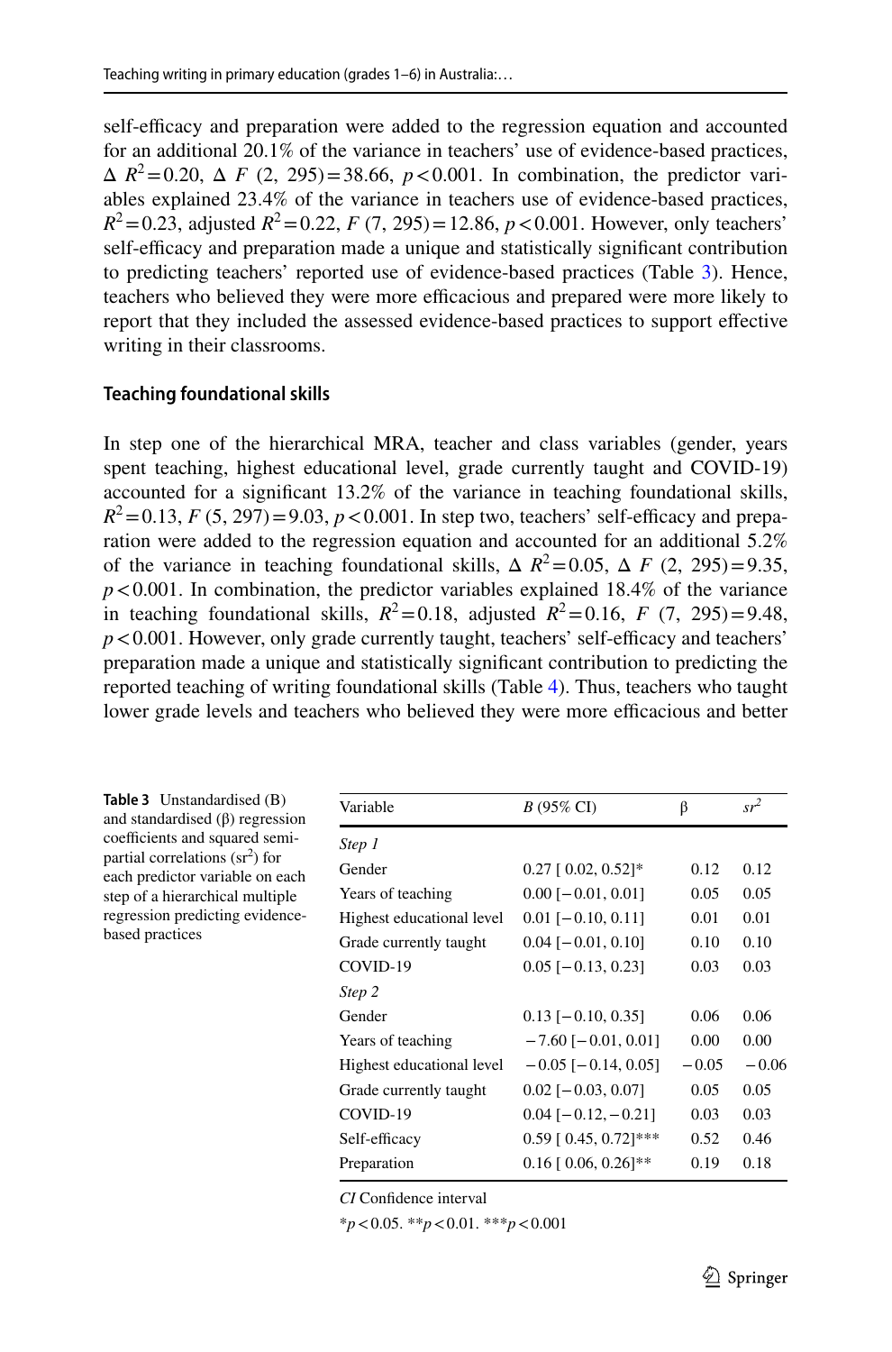self-efficacy and preparation were added to the regression equation and accounted for an additional 20.1% of the variance in teachers' use of evidence-based practices, $\Delta\ R^2 = 0.20$, $\Delta\ F\ (2,\ 295) = 38.66$, $p < 0.001$. In combination, the predictor variables explained 23.4% of the variance in teachers use of evidence-based practices, $R^2 = 0.23$, adjusted $R^2 = 0.22$, $F\ (7,\ 295) = 12.86$, $p < 0.001$. However, only teachers' self-efficacy and preparation made a unique and statistically significant contribution to predicting teachers' reported use of evidence-based practices (Table 3). Hence, teachers who believed they were more efficacious and prepared were more likely to report that they included the assessed evidence-based practices to support effective writing in their classrooms.

### Teaching foundational skills

In step one of the hierarchical MRA, teacher and class variables (gender, years spent teaching, highest educational level, grade currently taught and COVID-19) accounted for a significant 13.2% of the variance in teaching foundational skills, $R^2 = 0.13$, $F\ (5,\ 297) = 9.03$, $p < 0.001$. In step two, teachers' self-efficacy and preparation were added to the regression equation and accounted for an additional 5.2% of the variance in teaching foundational skills, $\Delta\ R^2 = 0.05$, $\Delta\ F\ (2,\ 295) = 9.35$, $p < 0.001$. In combination, the predictor variables explained 18.4% of the variance in teaching foundational skills, $R^2 = 0.18$, adjusted $R^2 = 0.16$, $F\ (7,\ 295) = 9.48$, $p < 0.001$. However, only grade currently taught, teachers' self-efficacy and teachers' preparation made a unique and statistically significant contribution to predicting the reported teaching of writing foundational skills (Table 4). Thus, teachers who taught lower grade levels and teachers who believed they were more efficacious and better

**Table 3** Unstandardised (B) and standardised (β) regression coefficients and squared semi-partial correlations ($sr^2$) for each predictor variable on each step of a hierarchical multiple regression predicting evidence-based practices

| Variable | *B* (95% CI) | β | $sr^2$ |
|---|---|---|---|
| *Step 1* | | | |
| Gender | 0.27 [ 0.02, 0.52]* | 0.12 | 0.12 |
| Years of teaching | 0.00 [−0.01, 0.01] | 0.05 | 0.05 |
| Highest educational level | 0.01 [−0.10, 0.11] | 0.01 | 0.01 |
| Grade currently taught | 0.04 [−0.01, 0.10] | 0.10 | 0.10 |
| COVID-19 | 0.05 [−0.13, 0.23] | 0.03 | 0.03 |
| *Step 2* | | | |
| Gender | 0.13 [−0.10, 0.35] | 0.06 | 0.06 |
| Years of teaching | −7.60 [−0.01, 0.01] | 0.00 | 0.00 |
| Highest educational level | −0.05 [−0.14, 0.05] | −0.05 | −0.06 |
| Grade currently taught | 0.02 [−0.03, 0.07] | 0.05 | 0.05 |
| COVID-19 | 0.04 [−0.12, −0.21] | 0.03 | 0.03 |
| Self-efficacy | 0.59 [ 0.45, 0.72]*** | 0.52 | 0.46 |
| Preparation | 0.16 [ 0.06, 0.26]** | 0.19 | 0.18 |

*CI* Confidence interval

*$p < 0.05$. **$p < 0.01$. ***$p < 0.001$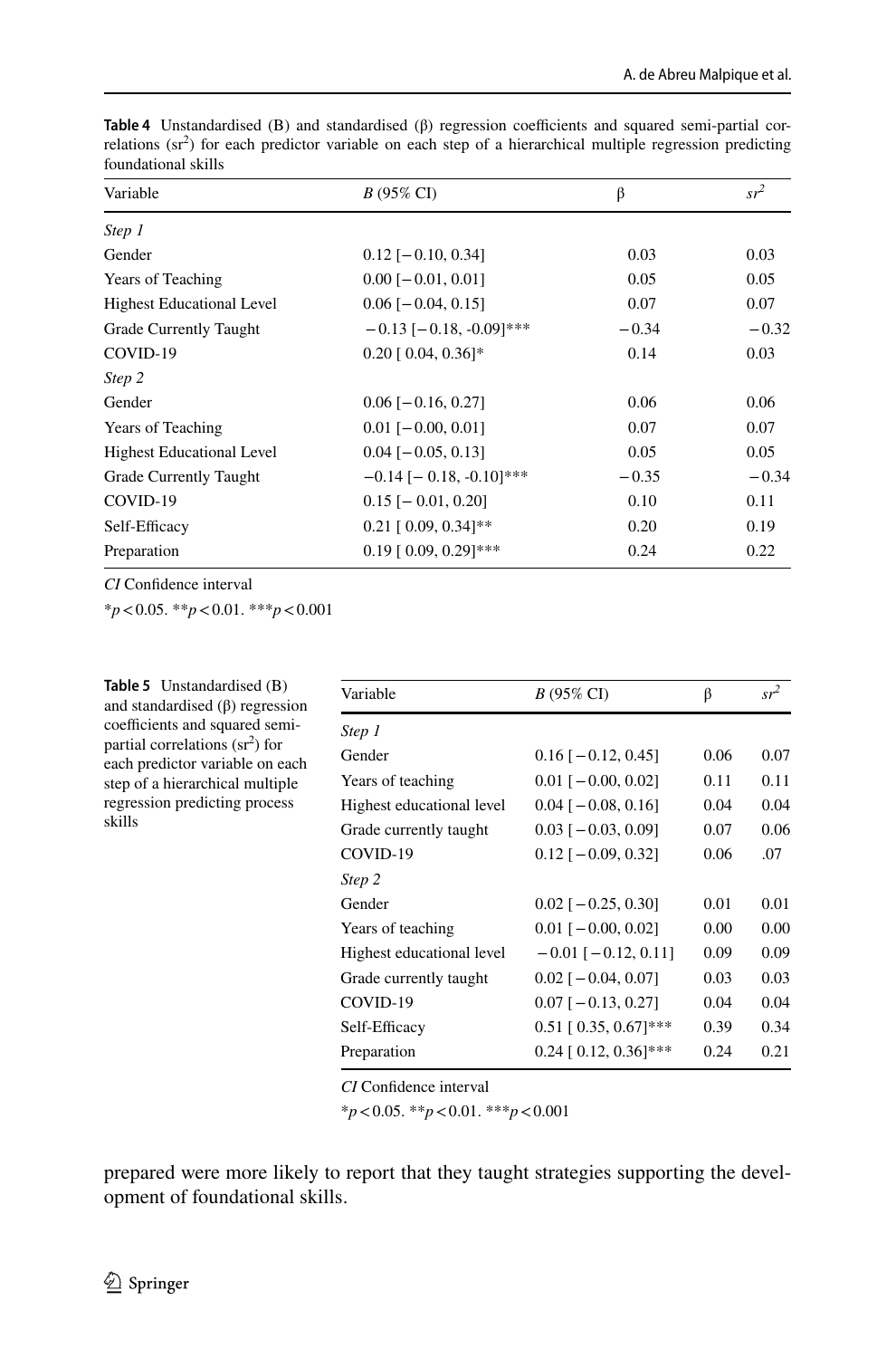**Table 4** Unstandardised (B) and standardised (β) regression coefficients and squared semi-partial correlations ($sr^2$) for each predictor variable on each step of a hierarchical multiple regression predicting foundational skills

| Variable | *B* (95% CI) | β | $sr^2$ |
|---|---|---|---|
| *Step 1* | | | |
| Gender | 0.12 [−0.10, 0.34] | 0.03 | 0.03 |
| Years of Teaching | 0.00 [−0.01, 0.01] | 0.05 | 0.05 |
| Highest Educational Level | 0.06 [−0.04, 0.15] | 0.07 | 0.07 |
| Grade Currently Taught | −0.13 [−0.18, -0.09]*** | −0.34 | −0.32 |
| COVID-19 | 0.20 [ 0.04, 0.36]* | 0.14 | 0.03 |
| *Step 2* | | | |
| Gender | 0.06 [−0.16, 0.27] | 0.06 | 0.06 |
| Years of Teaching | 0.01 [−0.00, 0.01] | 0.07 | 0.07 |
| Highest Educational Level | 0.04 [−0.05, 0.13] | 0.05 | 0.05 |
| Grade Currently Taught | −0.14 [− 0.18, -0.10]*** | −0.35 | −0.34 |
| COVID-19 | 0.15 [− 0.01, 0.20] | 0.10 | 0.11 |
| Self-Efficacy | 0.21 [ 0.09, 0.34]** | 0.20 | 0.19 |
| Preparation | 0.19 [ 0.09, 0.29]*** | 0.24 | 0.22 |

*CI* Confidence interval

$^*p<0.05$. $^{**}p<0.01$. $^{***}p<0.001$

**Table 5** Unstandardised (B) and standardised (β) regression coefficients and squared semi-partial correlations ($sr^2$) for each predictor variable on each step of a hierarchical multiple regression predicting process skills

| Variable | *B* (95% CI) | β | $sr^2$ |
|---|---|---|---|
| *Step 1* | | | |
| Gender | 0.16 [−0.12, 0.45] | 0.06 | 0.07 |
| Years of teaching | 0.01 [−0.00, 0.02] | 0.11 | 0.11 |
| Highest educational level | 0.04 [−0.08, 0.16] | 0.04 | 0.04 |
| Grade currently taught | 0.03 [−0.03, 0.09] | 0.07 | 0.06 |
| COVID-19 | 0.12 [−0.09, 0.32] | 0.06 | .07 |
| *Step 2* | | | |
| Gender | 0.02 [−0.25, 0.30] | 0.01 | 0.01 |
| Years of teaching | 0.01 [−0.00, 0.02] | 0.00 | 0.00 |
| Highest educational level | −0.01 [−0.12, 0.11] | 0.09 | 0.09 |
| Grade currently taught | 0.02 [−0.04, 0.07] | 0.03 | 0.03 |
| COVID-19 | 0.07 [−0.13, 0.27] | 0.04 | 0.04 |
| Self-Efficacy | 0.51 [ 0.35, 0.67]*** | 0.39 | 0.34 |
| Preparation | 0.24 [ 0.12, 0.36]*** | 0.24 | 0.21 |

*CI* Confidence interval

$^*p<0.05$. $^{**}p<0.01$. $^{***}p<0.001$

prepared were more likely to report that they taught strategies supporting the development of foundational skills.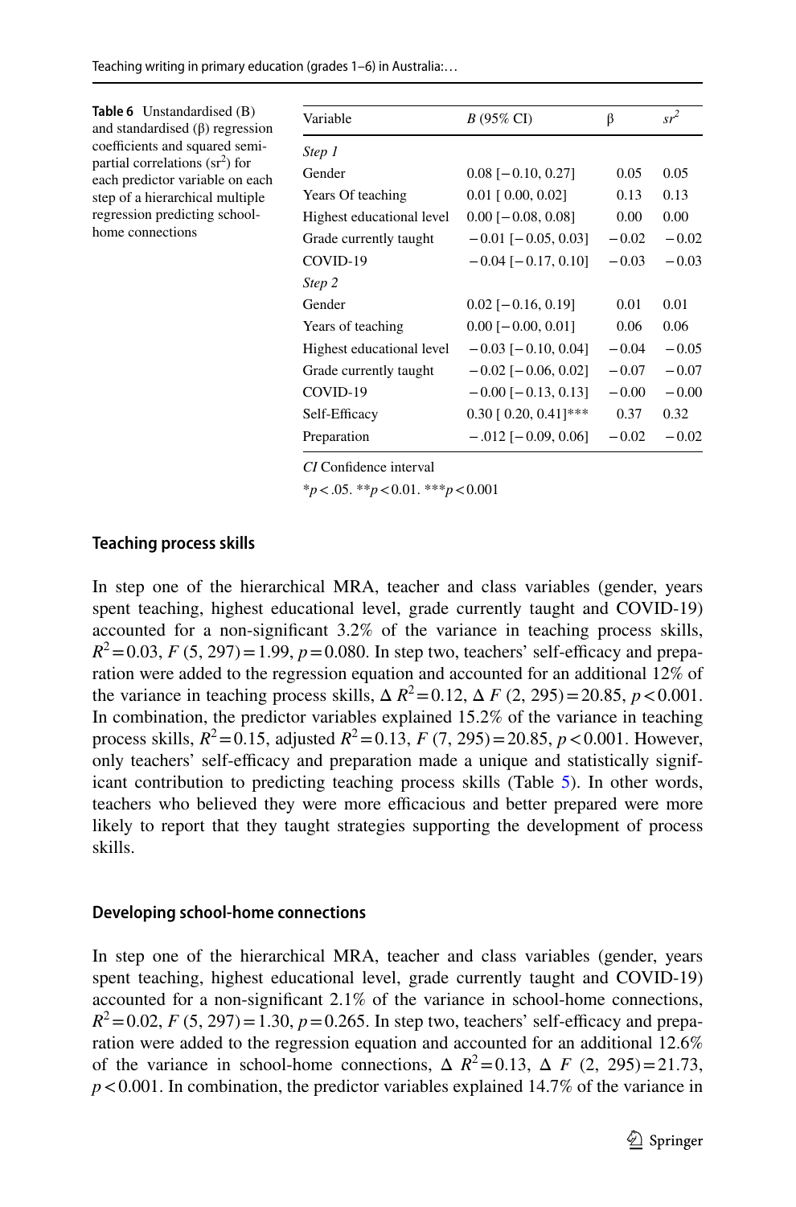**Table 6** Unstandardised (B) and standardised (β) regression coefficients and squared semi-partial correlations ($sr^2$) for each predictor variable on each step of a hierarchical multiple regression predicting school-home connections

| Variable | *B* (95% CI) | β | $sr^2$ |
|---|---|---|---|
| *Step 1* | | | |
| Gender | 0.08 [−0.10, 0.27] | 0.05 | 0.05 |
| Years Of teaching | 0.01 [ 0.00, 0.02] | 0.13 | 0.13 |
| Highest educational level | 0.00 [−0.08, 0.08] | 0.00 | 0.00 |
| Grade currently taught | −0.01 [−0.05, 0.03] | −0.02 | −0.02 |
| COVID-19 | −0.04 [−0.17, 0.10] | −0.03 | −0.03 |
| *Step 2* | | | |
| Gender | 0.02 [−0.16, 0.19] | 0.01 | 0.01 |
| Years of teaching | 0.00 [−0.00, 0.01] | 0.06 | 0.06 |
| Highest educational level | −0.03 [−0.10, 0.04] | −0.04 | −0.05 |
| Grade currently taught | −0.02 [−0.06, 0.02] | −0.07 | −0.07 |
| COVID-19 | −0.00 [−0.13, 0.13] | −0.00 | −0.00 |
| Self-Efficacy | 0.30 [ 0.20, 0.41]*** | 0.37 | 0.32 |
| Preparation | −.012 [−0.09, 0.06] | −0.02 | −0.02 |

*CI* Confidence interval

*$p<.05$. **$p<0.01$. ***$p<0.001$

#### Teaching process skills

In step one of the hierarchical MRA, teacher and class variables (gender, years spent teaching, highest educational level, grade currently taught and COVID-19) accounted for a non-significant 3.2% of the variance in teaching process skills, $R^2=0.03$, $F$ (5, 297) = 1.99, $p=0.080$. In step two, teachers' self-efficacy and preparation were added to the regression equation and accounted for an additional 12% of the variance in teaching process skills, $\Delta R^2=0.12$, $\Delta F$ (2, 295) = 20.85, $p<0.001$. In combination, the predictor variables explained 15.2% of the variance in teaching process skills, $R^2=0.15$, adjusted $R^2=0.13$, $F$ (7, 295) = 20.85, $p<0.001$. However, only teachers' self-efficacy and preparation made a unique and statistically significant contribution to predicting teaching process skills (Table 5). In other words, teachers who believed they were more efficacious and better prepared were more likely to report that they taught strategies supporting the development of process skills.

#### Developing school-home connections

In step one of the hierarchical MRA, teacher and class variables (gender, years spent teaching, highest educational level, grade currently taught and COVID-19) accounted for a non-significant 2.1% of the variance in school-home connections, $R^2=0.02$, $F$ (5, 297) = 1.30, $p=0.265$. In step two, teachers' self-efficacy and preparation were added to the regression equation and accounted for an additional 12.6% of the variance in school-home connections, $\Delta R^2=0.13$, $\Delta F$ (2, 295) = 21.73, $p<0.001$. In combination, the predictor variables explained 14.7% of the variance in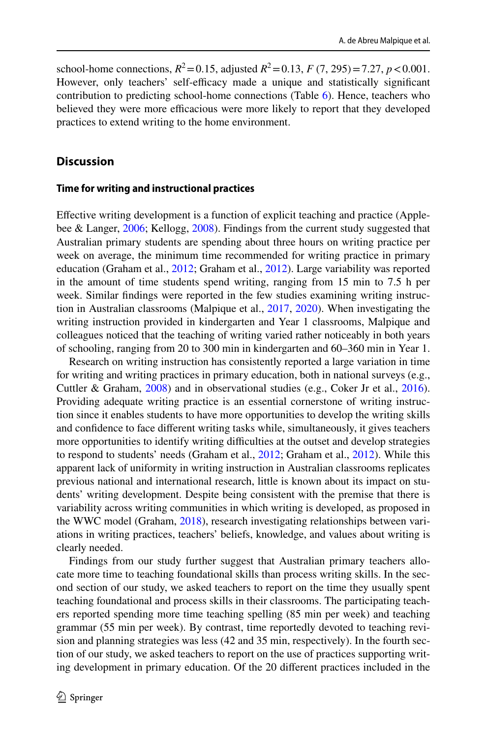school-home connections, $R^2 = 0.15$, adjusted $R^2 = 0.13$, $F$ (7, 295) = 7.27, $p < 0.001$. However, only teachers' self-efficacy made a unique and statistically significant contribution to predicting school-home connections (Table 6). Hence, teachers who believed they were more efficacious were more likely to report that they developed practices to extend writing to the home environment.

## Discussion

### Time for writing and instructional practices

Effective writing development is a function of explicit teaching and practice (Applebee & Langer, 2006; Kellogg, 2008). Findings from the current study suggested that Australian primary students are spending about three hours on writing practice per week on average, the minimum time recommended for writing practice in primary education (Graham et al., 2012; Graham et al., 2012). Large variability was reported in the amount of time students spend writing, ranging from 15 min to 7.5 h per week. Similar findings were reported in the few studies examining writing instruction in Australian classrooms (Malpique et al., 2017, 2020). When investigating the writing instruction provided in kindergarten and Year 1 classrooms, Malpique and colleagues noticed that the teaching of writing varied rather noticeably in both years of schooling, ranging from 20 to 300 min in kindergarten and 60–360 min in Year 1.

Research on writing instruction has consistently reported a large variation in time for writing and writing practices in primary education, both in national surveys (e.g., Cuttler & Graham, 2008) and in observational studies (e.g., Coker Jr et al., 2016). Providing adequate writing practice is an essential cornerstone of writing instruction since it enables students to have more opportunities to develop the writing skills and confidence to face different writing tasks while, simultaneously, it gives teachers more opportunities to identify writing difficulties at the outset and develop strategies to respond to students' needs (Graham et al., 2012; Graham et al., 2012). While this apparent lack of uniformity in writing instruction in Australian classrooms replicates previous national and international research, little is known about its impact on students' writing development. Despite being consistent with the premise that there is variability across writing communities in which writing is developed, as proposed in the WWC model (Graham, 2018), research investigating relationships between variations in writing practices, teachers' beliefs, knowledge, and values about writing is clearly needed.

Findings from our study further suggest that Australian primary teachers allocate more time to teaching foundational skills than process writing skills. In the second section of our study, we asked teachers to report on the time they usually spent teaching foundational and process skills in their classrooms. The participating teachers reported spending more time teaching spelling (85 min per week) and teaching grammar (55 min per week). By contrast, time reportedly devoted to teaching revision and planning strategies was less (42 and 35 min, respectively). In the fourth section of our study, we asked teachers to report on the use of practices supporting writing development in primary education. Of the 20 different practices included in the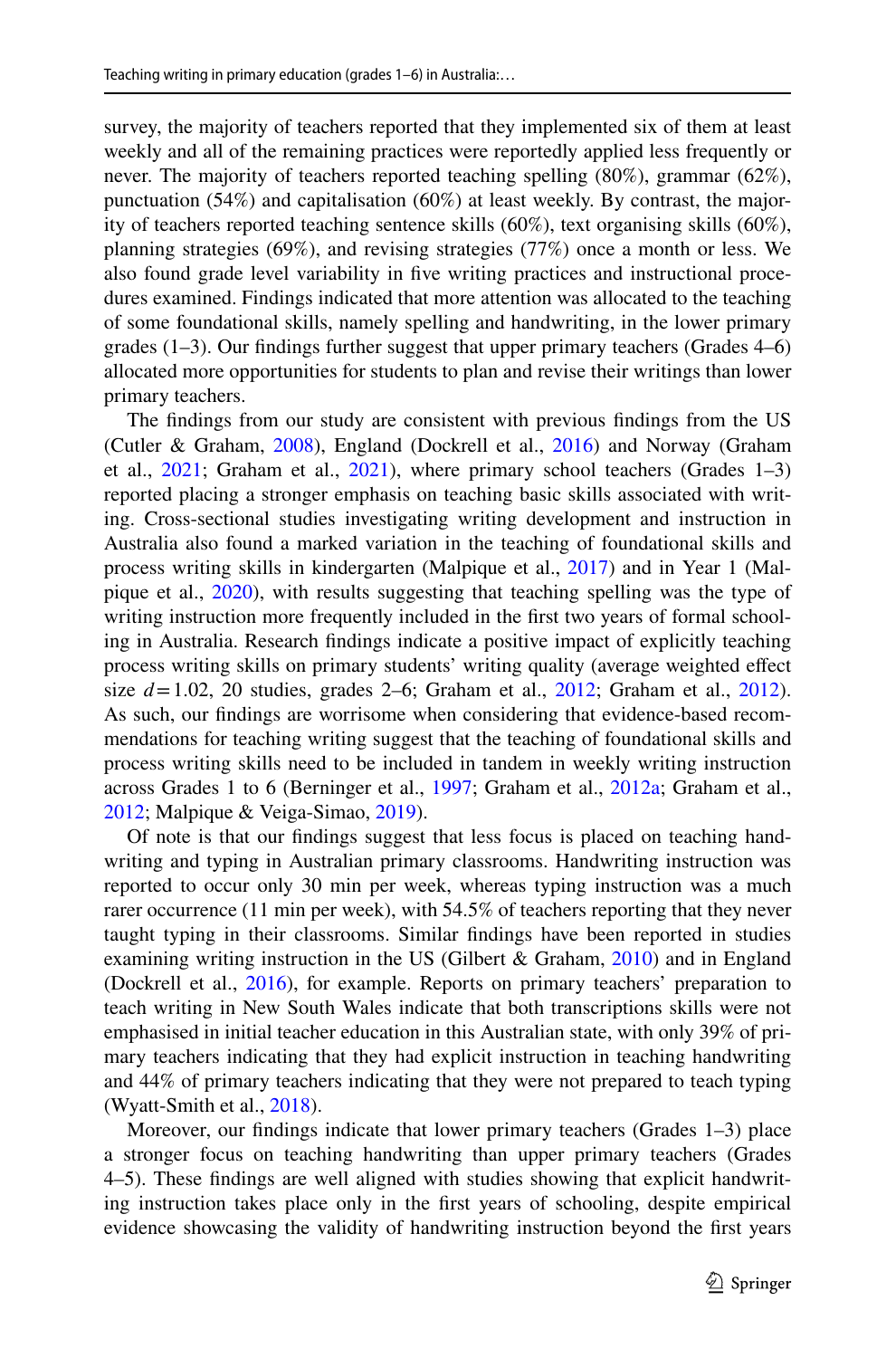survey, the majority of teachers reported that they implemented six of them at least weekly and all of the remaining practices were reportedly applied less frequently or never. The majority of teachers reported teaching spelling (80%), grammar (62%), punctuation (54%) and capitalisation (60%) at least weekly. By contrast, the majority of teachers reported teaching sentence skills (60%), text organising skills (60%), planning strategies (69%), and revising strategies (77%) once a month or less. We also found grade level variability in five writing practices and instructional procedures examined. Findings indicated that more attention was allocated to the teaching of some foundational skills, namely spelling and handwriting, in the lower primary grades (1–3). Our findings further suggest that upper primary teachers (Grades 4–6) allocated more opportunities for students to plan and revise their writings than lower primary teachers.

The findings from our study are consistent with previous findings from the US (Cutler & Graham, 2008), England (Dockrell et al., 2016) and Norway (Graham et al., 2021; Graham et al., 2021), where primary school teachers (Grades 1–3) reported placing a stronger emphasis on teaching basic skills associated with writing. Cross-sectional studies investigating writing development and instruction in Australia also found a marked variation in the teaching of foundational skills and process writing skills in kindergarten (Malpique et al., 2017) and in Year 1 (Malpique et al., 2020), with results suggesting that teaching spelling was the type of writing instruction more frequently included in the first two years of formal schooling in Australia. Research findings indicate a positive impact of explicitly teaching process writing skills on primary students' writing quality (average weighted effect size $d = 1.02$, 20 studies, grades 2–6; Graham et al., 2012; Graham et al., 2012). As such, our findings are worrisome when considering that evidence-based recommendations for teaching writing suggest that the teaching of foundational skills and process writing skills need to be included in tandem in weekly writing instruction across Grades 1 to 6 (Berninger et al., 1997; Graham et al., 2012a; Graham et al., 2012; Malpique & Veiga-Simao, 2019).

Of note is that our findings suggest that less focus is placed on teaching handwriting and typing in Australian primary classrooms. Handwriting instruction was reported to occur only 30 min per week, whereas typing instruction was a much rarer occurrence (11 min per week), with 54.5% of teachers reporting that they never taught typing in their classrooms. Similar findings have been reported in studies examining writing instruction in the US (Gilbert & Graham, 2010) and in England (Dockrell et al., 2016), for example. Reports on primary teachers' preparation to teach writing in New South Wales indicate that both transcriptions skills were not emphasised in initial teacher education in this Australian state, with only 39% of primary teachers indicating that they had explicit instruction in teaching handwriting and 44% of primary teachers indicating that they were not prepared to teach typing (Wyatt-Smith et al., 2018).

Moreover, our findings indicate that lower primary teachers (Grades 1–3) place a stronger focus on teaching handwriting than upper primary teachers (Grades 4–5). These findings are well aligned with studies showing that explicit handwriting instruction takes place only in the first years of schooling, despite empirical evidence showcasing the validity of handwriting instruction beyond the first years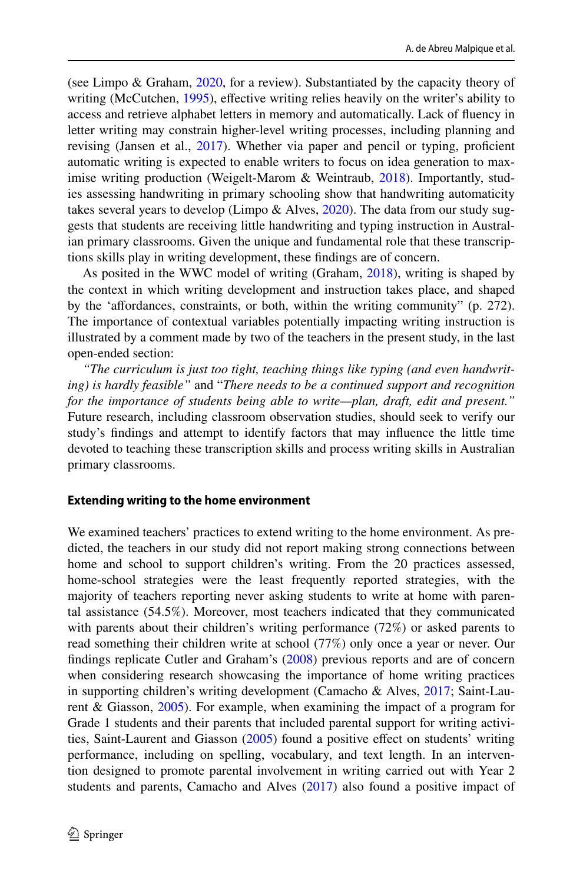(see Limpo & Graham, 2020, for a review). Substantiated by the capacity theory of writing (McCutchen, 1995), effective writing relies heavily on the writer's ability to access and retrieve alphabet letters in memory and automatically. Lack of fluency in letter writing may constrain higher-level writing processes, including planning and revising (Jansen et al., 2017). Whether via paper and pencil or typing, proficient automatic writing is expected to enable writers to focus on idea generation to maximise writing production (Weigelt-Marom & Weintraub, 2018). Importantly, studies assessing handwriting in primary schooling show that handwriting automaticity takes several years to develop (Limpo & Alves, 2020). The data from our study suggests that students are receiving little handwriting and typing instruction in Australian primary classrooms. Given the unique and fundamental role that these transcriptions skills play in writing development, these findings are of concern.

As posited in the WWC model of writing (Graham, 2018), writing is shaped by the context in which writing development and instruction takes place, and shaped by the 'affordances, constraints, or both, within the writing community" (p. 272). The importance of contextual variables potentially impacting writing instruction is illustrated by a comment made by two of the teachers in the present study, in the last open-ended section:

*"The curriculum is just too tight, teaching things like typing (and even handwriting) is hardly feasible"* and "*There needs to be a continued support and recognition for the importance of students being able to write—plan, draft, edit and present."* Future research, including classroom observation studies, should seek to verify our study's findings and attempt to identify factors that may influence the little time devoted to teaching these transcription skills and process writing skills in Australian primary classrooms.

### Extending writing to the home environment

We examined teachers' practices to extend writing to the home environment. As predicted, the teachers in our study did not report making strong connections between home and school to support children's writing. From the 20 practices assessed, home-school strategies were the least frequently reported strategies, with the majority of teachers reporting never asking students to write at home with parental assistance (54.5%). Moreover, most teachers indicated that they communicated with parents about their children's writing performance (72%) or asked parents to read something their children write at school (77%) only once a year or never. Our findings replicate Cutler and Graham's (2008) previous reports and are of concern when considering research showcasing the importance of home writing practices in supporting children's writing development (Camacho & Alves, 2017; Saint-Laurent & Giasson, 2005). For example, when examining the impact of a program for Grade 1 students and their parents that included parental support for writing activities, Saint-Laurent and Giasson (2005) found a positive effect on students' writing performance, including on spelling, vocabulary, and text length. In an intervention designed to promote parental involvement in writing carried out with Year 2 students and parents, Camacho and Alves (2017) also found a positive impact of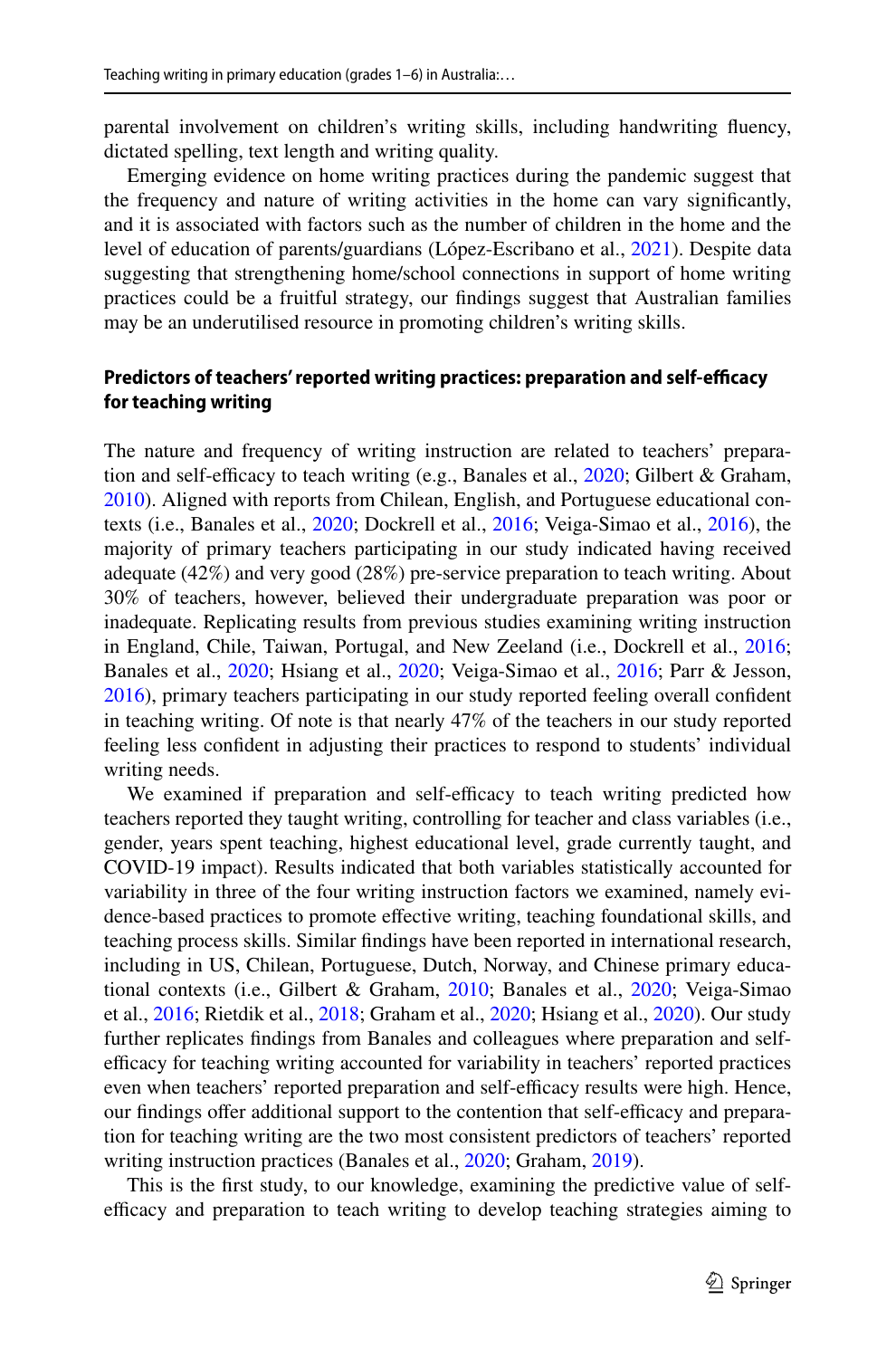parental involvement on children's writing skills, including handwriting fluency, dictated spelling, text length and writing quality.

Emerging evidence on home writing practices during the pandemic suggest that the frequency and nature of writing activities in the home can vary significantly, and it is associated with factors such as the number of children in the home and the level of education of parents/guardians (López-Escribano et al., 2021). Despite data suggesting that strengthening home/school connections in support of home writing practices could be a fruitful strategy, our findings suggest that Australian families may be an underutilised resource in promoting children's writing skills.

### Predictors of teachers' reported writing practices: preparation and self-efficacy for teaching writing

The nature and frequency of writing instruction are related to teachers' preparation and self-efficacy to teach writing (e.g., Banales et al., 2020; Gilbert & Graham, 2010). Aligned with reports from Chilean, English, and Portuguese educational contexts (i.e., Banales et al., 2020; Dockrell et al., 2016; Veiga-Simao et al., 2016), the majority of primary teachers participating in our study indicated having received adequate (42%) and very good (28%) pre-service preparation to teach writing. About 30% of teachers, however, believed their undergraduate preparation was poor or inadequate. Replicating results from previous studies examining writing instruction in England, Chile, Taiwan, Portugal, and New Zealand (i.e., Dockrell et al., 2016; Banales et al., 2020; Hsiang et al., 2020; Veiga-Simao et al., 2016; Parr & Jesson, 2016), primary teachers participating in our study reported feeling overall confident in teaching writing. Of note is that nearly 47% of the teachers in our study reported feeling less confident in adjusting their practices to respond to students' individual writing needs.

We examined if preparation and self-efficacy to teach writing predicted how teachers reported they taught writing, controlling for teacher and class variables (i.e., gender, years spent teaching, highest educational level, grade currently taught, and COVID-19 impact). Results indicated that both variables statistically accounted for variability in three of the four writing instruction factors we examined, namely evidence-based practices to promote effective writing, teaching foundational skills, and teaching process skills. Similar findings have been reported in international research, including in US, Chilean, Portuguese, Dutch, Norway, and Chinese primary educational contexts (i.e., Gilbert & Graham, 2010; Banales et al., 2020; Veiga-Simao et al., 2016; Rietdik et al., 2018; Graham et al., 2020; Hsiang et al., 2020). Our study further replicates findings from Banales and colleagues where preparation and self-efficacy for teaching writing accounted for variability in teachers' reported practices even when teachers' reported preparation and self-efficacy results were high. Hence, our findings offer additional support to the contention that self-efficacy and preparation for teaching writing are the two most consistent predictors of teachers' reported writing instruction practices (Banales et al., 2020; Graham, 2019).

This is the first study, to our knowledge, examining the predictive value of self-efficacy and preparation to teach writing to develop teaching strategies aiming to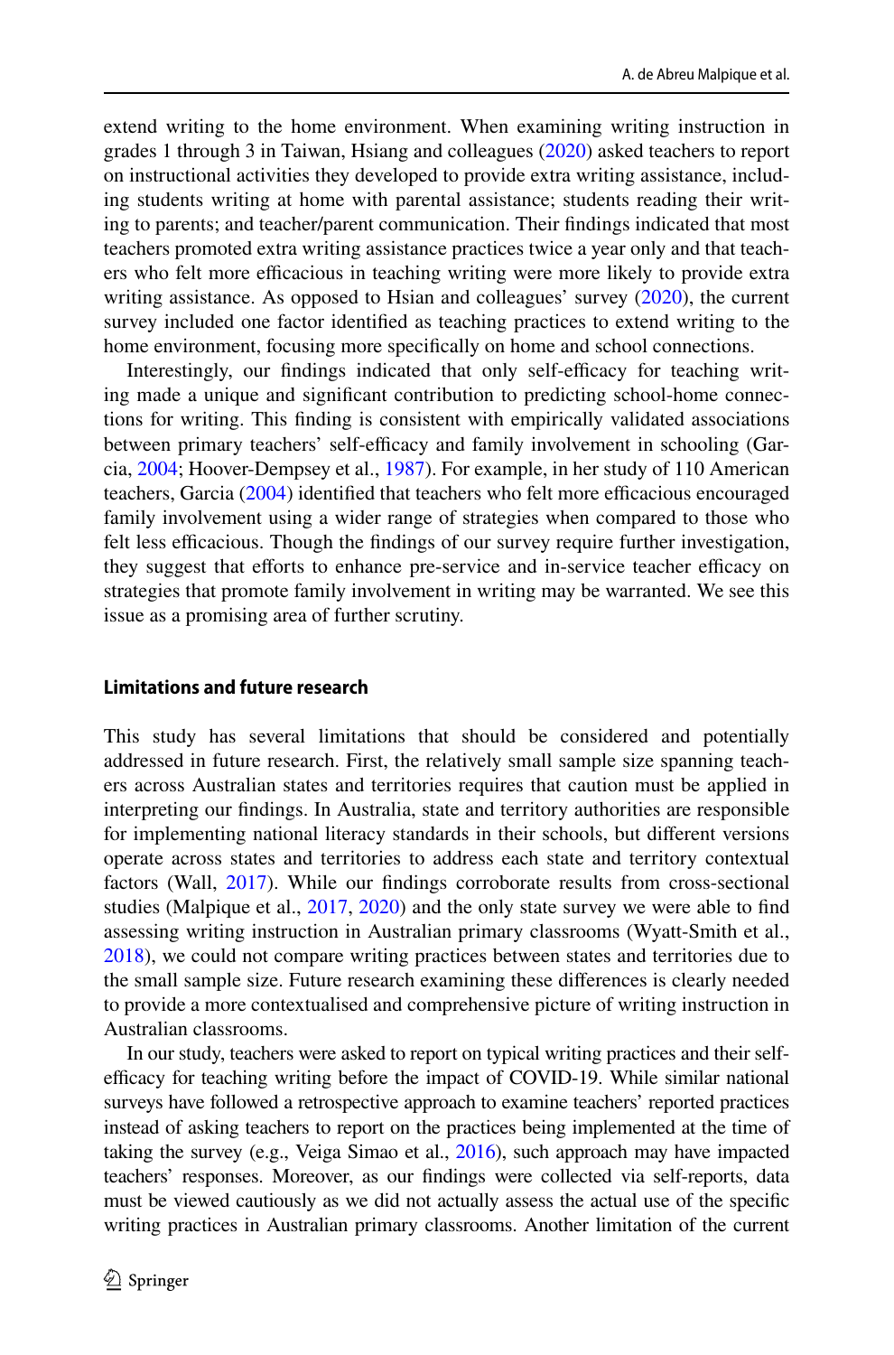extend writing to the home environment. When examining writing instruction in grades 1 through 3 in Taiwan, Hsiang and colleagues (2020) asked teachers to report on instructional activities they developed to provide extra writing assistance, including students writing at home with parental assistance; students reading their writing to parents; and teacher/parent communication. Their findings indicated that most teachers promoted extra writing assistance practices twice a year only and that teachers who felt more efficacious in teaching writing were more likely to provide extra writing assistance. As opposed to Hsian and colleagues' survey (2020), the current survey included one factor identified as teaching practices to extend writing to the home environment, focusing more specifically on home and school connections.

Interestingly, our findings indicated that only self-efficacy for teaching writing made a unique and significant contribution to predicting school-home connections for writing. This finding is consistent with empirically validated associations between primary teachers' self-efficacy and family involvement in schooling (Garcia, 2004; Hoover-Dempsey et al., 1987). For example, in her study of 110 American teachers, Garcia (2004) identified that teachers who felt more efficacious encouraged family involvement using a wider range of strategies when compared to those who felt less efficacious. Though the findings of our survey require further investigation, they suggest that efforts to enhance pre-service and in-service teacher efficacy on strategies that promote family involvement in writing may be warranted. We see this issue as a promising area of further scrutiny.

## Limitations and future research

This study has several limitations that should be considered and potentially addressed in future research. First, the relatively small sample size spanning teachers across Australian states and territories requires that caution must be applied in interpreting our findings. In Australia, state and territory authorities are responsible for implementing national literacy standards in their schools, but different versions operate across states and territories to address each state and territory contextual factors (Wall, 2017). While our findings corroborate results from cross-sectional studies (Malpique et al., 2017, 2020) and the only state survey we were able to find assessing writing instruction in Australian primary classrooms (Wyatt-Smith et al., 2018), we could not compare writing practices between states and territories due to the small sample size. Future research examining these differences is clearly needed to provide a more contextualised and comprehensive picture of writing instruction in Australian classrooms.

In our study, teachers were asked to report on typical writing practices and their self-efficacy for teaching writing before the impact of COVID-19. While similar national surveys have followed a retrospective approach to examine teachers' reported practices instead of asking teachers to report on the practices being implemented at the time of taking the survey (e.g., Veiga Simao et al., 2016), such approach may have impacted teachers' responses. Moreover, as our findings were collected via self-reports, data must be viewed cautiously as we did not actually assess the actual use of the specific writing practices in Australian primary classrooms. Another limitation of the current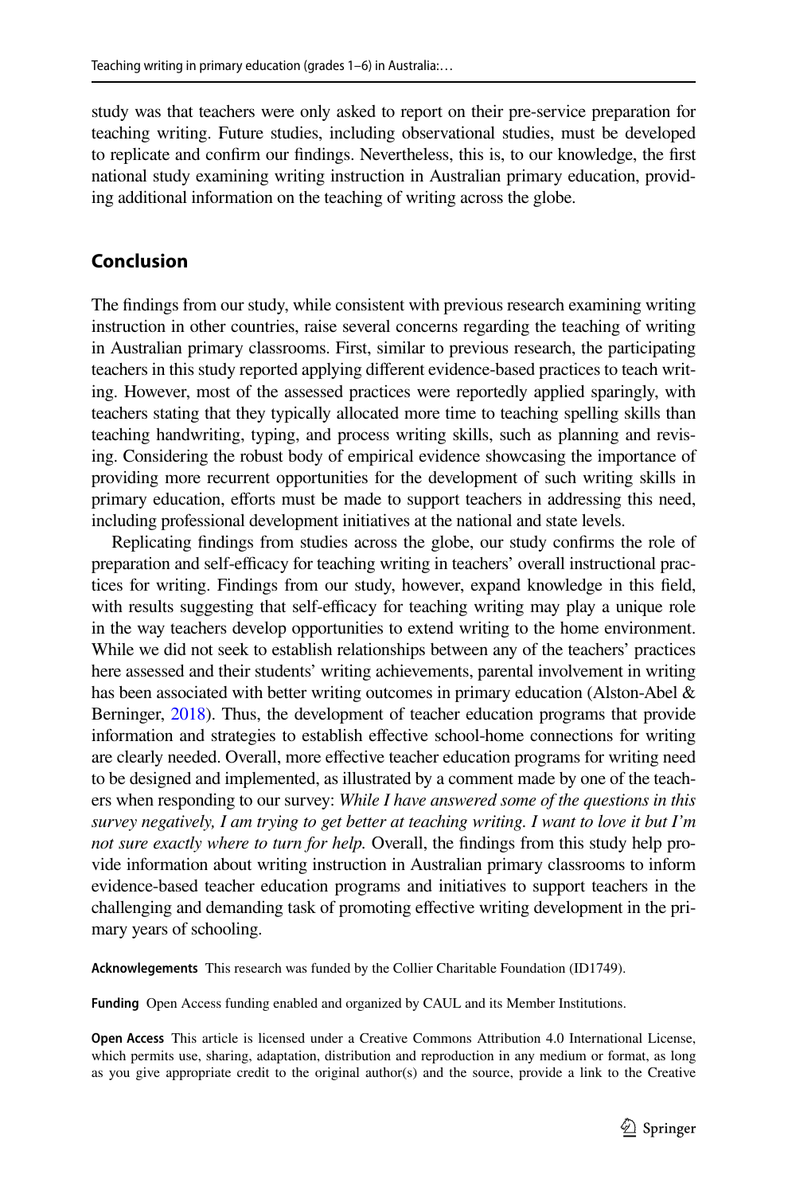study was that teachers were only asked to report on their pre-service preparation for teaching writing. Future studies, including observational studies, must be developed to replicate and confirm our findings. Nevertheless, this is, to our knowledge, the first national study examining writing instruction in Australian primary education, providing additional information on the teaching of writing across the globe.

## Conclusion

The findings from our study, while consistent with previous research examining writing instruction in other countries, raise several concerns regarding the teaching of writing in Australian primary classrooms. First, similar to previous research, the participating teachers in this study reported applying different evidence-based practices to teach writing. However, most of the assessed practices were reportedly applied sparingly, with teachers stating that they typically allocated more time to teaching spelling skills than teaching handwriting, typing, and process writing skills, such as planning and revising. Considering the robust body of empirical evidence showcasing the importance of providing more recurrent opportunities for the development of such writing skills in primary education, efforts must be made to support teachers in addressing this need, including professional development initiatives at the national and state levels.

Replicating findings from studies across the globe, our study confirms the role of preparation and self-efficacy for teaching writing in teachers' overall instructional practices for writing. Findings from our study, however, expand knowledge in this field, with results suggesting that self-efficacy for teaching writing may play a unique role in the way teachers develop opportunities to extend writing to the home environment. While we did not seek to establish relationships between any of the teachers' practices here assessed and their students' writing achievements, parental involvement in writing has been associated with better writing outcomes in primary education (Alston-Abel & Berninger, 2018). Thus, the development of teacher education programs that provide information and strategies to establish effective school-home connections for writing are clearly needed. Overall, more effective teacher education programs for writing need to be designed and implemented, as illustrated by a comment made by one of the teachers when responding to our survey: *While I have answered some of the questions in this survey negatively, I am trying to get better at teaching writing. I want to love it but I'm not sure exactly where to turn for help.* Overall, the findings from this study help provide information about writing instruction in Australian primary classrooms to inform evidence-based teacher education programs and initiatives to support teachers in the challenging and demanding task of promoting effective writing development in the primary years of schooling.

**Acknowlegements** This research was funded by the Collier Charitable Foundation (ID1749).

**Funding** Open Access funding enabled and organized by CAUL and its Member Institutions.

**Open Access** This article is licensed under a Creative Commons Attribution 4.0 International License, which permits use, sharing, adaptation, distribution and reproduction in any medium or format, as long as you give appropriate credit to the original author(s) and the source, provide a link to the Creative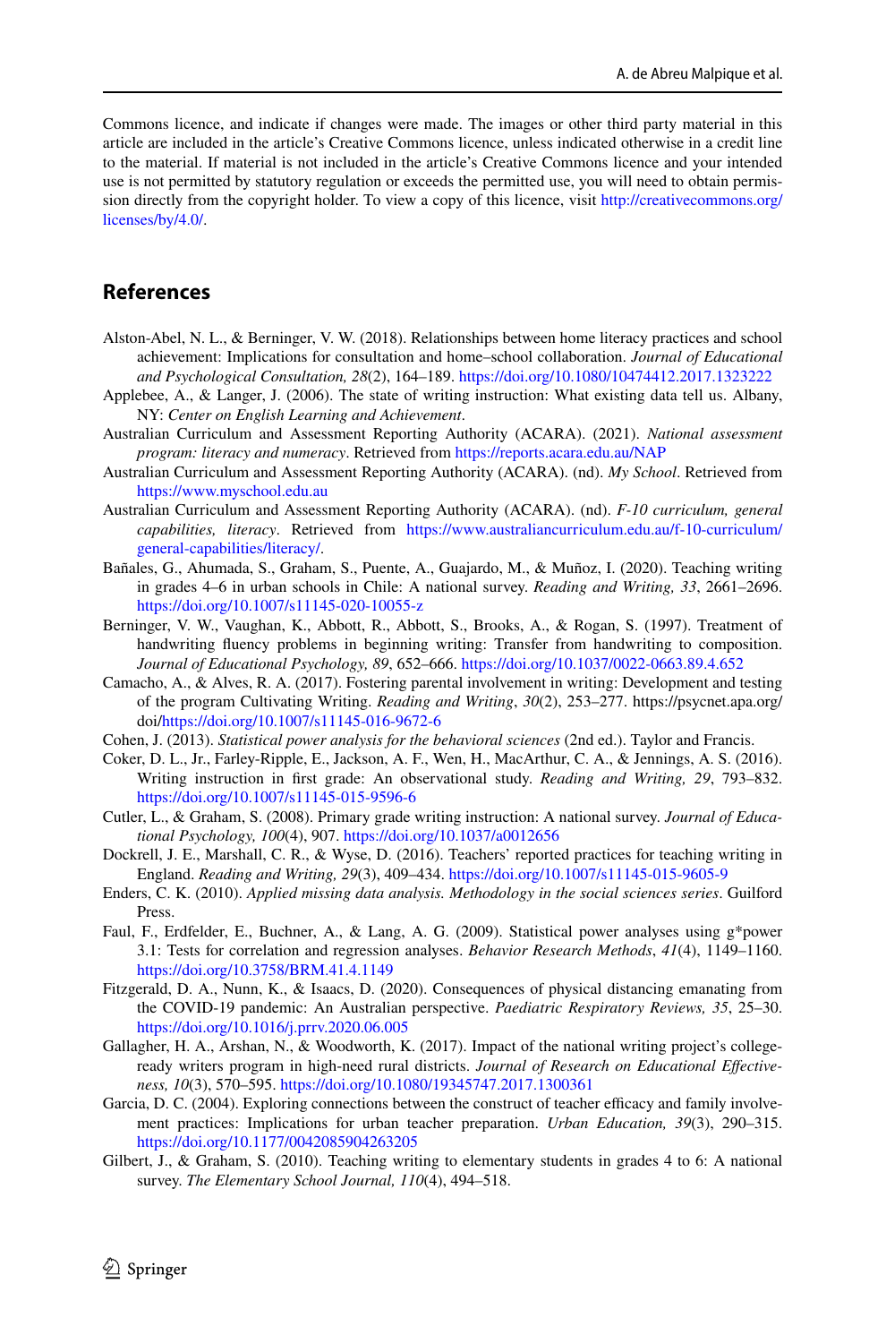Commons licence, and indicate if changes were made. The images or other third party material in this article are included in the article's Creative Commons licence, unless indicated otherwise in a credit line to the material. If material is not included in the article's Creative Commons licence and your intended use is not permitted by statutory regulation or exceeds the permitted use, you will need to obtain permission directly from the copyright holder. To view a copy of this licence, visit http://creativecommons.org/licenses/by/4.0/.

## References

Alston-Abel, N. L., & Berninger, V. W. (2018). Relationships between home literacy practices and school achievement: Implications for consultation and home–school collaboration. *Journal of Educational and Psychological Consultation, 28*(2), 164–189. https://doi.org/10.1080/10474412.2017.1323222

Applebee, A., & Langer, J. (2006). The state of writing instruction: What existing data tell us. Albany, NY: *Center on English Learning and Achievement*.

Australian Curriculum and Assessment Reporting Authority (ACARA). (2021). *National assessment program: literacy and numeracy*. Retrieved from https://reports.acara.edu.au/NAP

Australian Curriculum and Assessment Reporting Authority (ACARA). (nd). *My School*. Retrieved from https://www.myschool.edu.au

Australian Curriculum and Assessment Reporting Authority (ACARA). (nd). *F-10 curriculum, general capabilities, literacy*. Retrieved from https://www.australiancurriculum.edu.au/f-10-curriculum/general-capabilities/literacy/.

Bañales, G., Ahumada, S., Graham, S., Puente, A., Guajardo, M., & Muñoz, I. (2020). Teaching writing in grades 4–6 in urban schools in Chile: A national survey. *Reading and Writing, 33*, 2661–2696. https://doi.org/10.1007/s11145-020-10055-z

Berninger, V. W., Vaughan, K., Abbott, R., Abbott, S., Brooks, A., & Rogan, S. (1997). Treatment of handwriting fluency problems in beginning writing: Transfer from handwriting to composition. *Journal of Educational Psychology, 89*, 652–666. https://doi.org/10.1037/0022-0663.89.4.652

Camacho, A., & Alves, R. A. (2017). Fostering parental involvement in writing: Development and testing of the program Cultivating Writing. *Reading and Writing*, *30*(2), 253–277. https://psycnet.apa.org/doi/https://doi.org/10.1007/s11145-016-9672-6

Cohen, J. (2013). *Statistical power analysis for the behavioral sciences* (2nd ed.). Taylor and Francis.

Coker, D. L., Jr., Farley-Ripple, E., Jackson, A. F., Wen, H., MacArthur, C. A., & Jennings, A. S. (2016). Writing instruction in first grade: An observational study. *Reading and Writing, 29*, 793–832. https://doi.org/10.1007/s11145-015-9596-6

Cutler, L., & Graham, S. (2008). Primary grade writing instruction: A national survey. *Journal of Educational Psychology, 100*(4), 907. https://doi.org/10.1037/a0012656

Dockrell, J. E., Marshall, C. R., & Wyse, D. (2016). Teachers' reported practices for teaching writing in England. *Reading and Writing, 29*(3), 409–434. https://doi.org/10.1007/s11145-015-9605-9

Enders, C. K. (2010). *Applied missing data analysis. Methodology in the social sciences series*. Guilford Press.

Faul, F., Erdfelder, E., Buchner, A., & Lang, A. G. (2009). Statistical power analyses using g*power 3.1: Tests for correlation and regression analyses. *Behavior Research Methods*, *41*(4), 1149–1160. https://doi.org/10.3758/BRM.41.4.1149

Fitzgerald, D. A., Nunn, K., & Isaacs, D. (2020). Consequences of physical distancing emanating from the COVID-19 pandemic: An Australian perspective. *Paediatric Respiratory Reviews, 35*, 25–30. https://doi.org/10.1016/j.prrv.2020.06.005

Gallagher, H. A., Arshan, N., & Woodworth, K. (2017). Impact of the national writing project's college-ready writers program in high-need rural districts. *Journal of Research on Educational Effectiveness, 10*(3), 570–595. https://doi.org/10.1080/19345747.2017.1300361

Garcia, D. C. (2004). Exploring connections between the construct of teacher efficacy and family involvement practices: Implications for urban teacher preparation. *Urban Education, 39*(3), 290–315. https://doi.org/10.1177/0042085904263205

Gilbert, J., & Graham, S. (2010). Teaching writing to elementary students in grades 4 to 6: A national survey. *The Elementary School Journal, 110*(4), 494–518.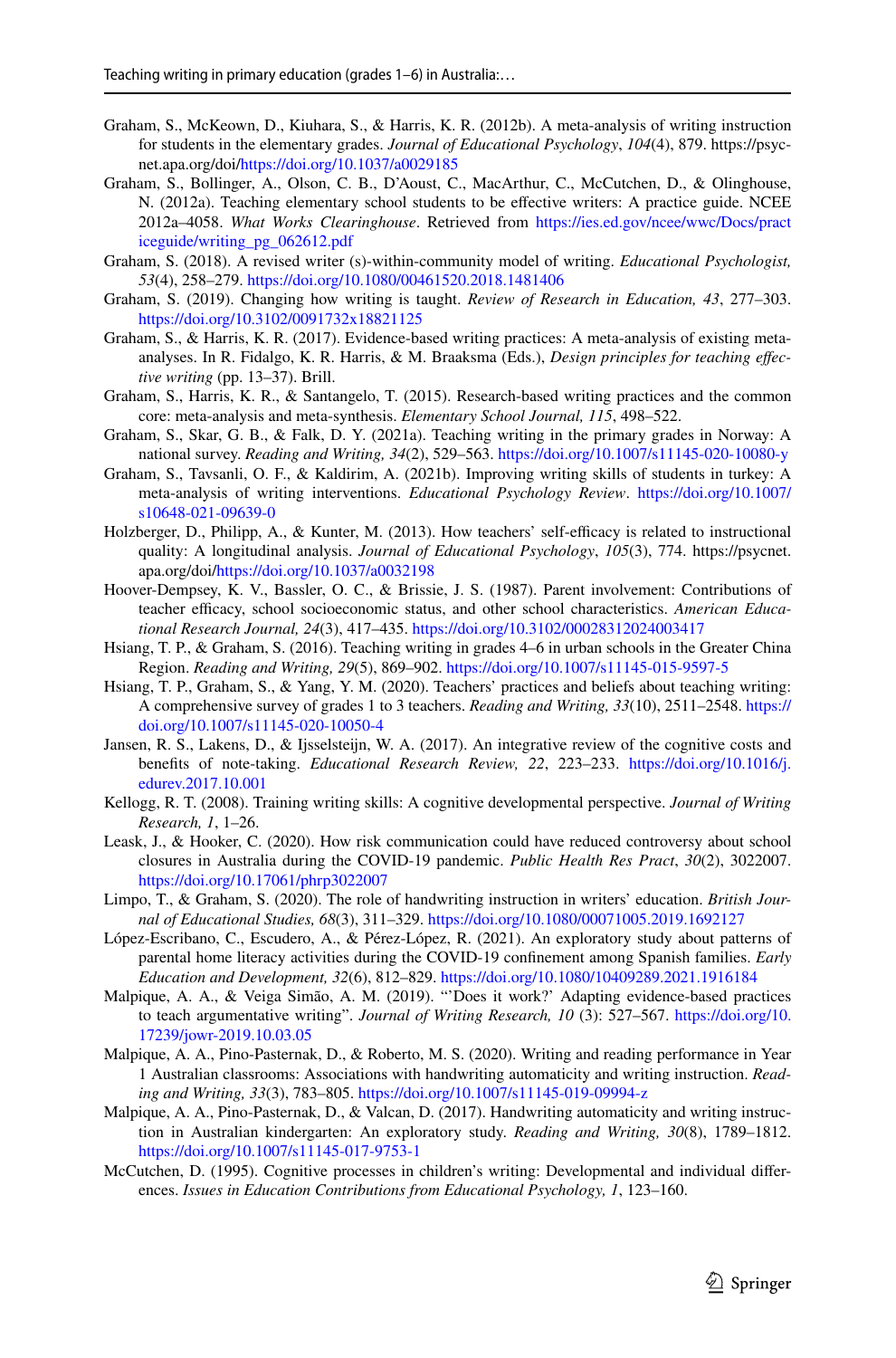Graham, S., McKeown, D., Kiuhara, S., & Harris, K. R. (2012b). A meta-analysis of writing instruction for students in the elementary grades. *Journal of Educational Psychology*, *104*(4), 879. https://psycnet.apa.org/doi/https://doi.org/10.1037/a0029185

Graham, S., Bollinger, A., Olson, C. B., D'Aoust, C., MacArthur, C., McCutchen, D., & Olinghouse, N. (2012a). Teaching elementary school students to be effective writers: A practice guide. NCEE 2012a–4058. *What Works Clearinghouse*. Retrieved from https://ies.ed.gov/ncee/wwc/Docs/practiceguide/writing_pg_062612.pdf

Graham, S. (2018). A revised writer (s)-within-community model of writing. *Educational Psychologist, 53*(4), 258–279. https://doi.org/10.1080/00461520.2018.1481406

Graham, S. (2019). Changing how writing is taught. *Review of Research in Education, 43*, 277–303. https://doi.org/10.3102/0091732x18821125

Graham, S., & Harris, K. R. (2017). Evidence-based writing practices: A meta-analysis of existing meta-analyses. In R. Fidalgo, K. R. Harris, & M. Braaksma (Eds.), *Design principles for teaching effective writing* (pp. 13–37). Brill.

Graham, S., Harris, K. R., & Santangelo, T. (2015). Research-based writing practices and the common core: meta-analysis and meta-synthesis. *Elementary School Journal, 115*, 498–522.

Graham, S., Skar, G. B., & Falk, D. Y. (2021a). Teaching writing in the primary grades in Norway: A national survey. *Reading and Writing, 34*(2), 529–563. https://doi.org/10.1007/s11145-020-10080-y

Graham, S., Tavsanli, O. F., & Kaldirim, A. (2021b). Improving writing skills of students in turkey: A meta-analysis of writing interventions. *Educational Psychology Review*. https://doi.org/10.1007/s10648-021-09639-0

Holzberger, D., Philipp, A., & Kunter, M. (2013). How teachers' self-efficacy is related to instructional quality: A longitudinal analysis. *Journal of Educational Psychology*, *105*(3), 774. https://psycnet.apa.org/doi/https://doi.org/10.1037/a0032198

Hoover-Dempsey, K. V., Bassler, O. C., & Brissie, J. S. (1987). Parent involvement: Contributions of teacher efficacy, school socioeconomic status, and other school characteristics. *American Educational Research Journal, 24*(3), 417–435. https://doi.org/10.3102/00028312024003417

Hsiang, T. P., & Graham, S. (2016). Teaching writing in grades 4–6 in urban schools in the Greater China Region. *Reading and Writing, 29*(5), 869–902. https://doi.org/10.1007/s11145-015-9597-5

Hsiang, T. P., Graham, S., & Yang, Y. M. (2020). Teachers' practices and beliefs about teaching writing: A comprehensive survey of grades 1 to 3 teachers. *Reading and Writing, 33*(10), 2511–2548. https://doi.org/10.1007/s11145-020-10050-4

Jansen, R. S., Lakens, D., & Ijsselsteijn, W. A. (2017). An integrative review of the cognitive costs and benefits of note-taking. *Educational Research Review, 22*, 223–233. https://doi.org/10.1016/j.edurev.2017.10.001

Kellogg, R. T. (2008). Training writing skills: A cognitive developmental perspective. *Journal of Writing Research, 1*, 1–26.

Leask, J., & Hooker, C. (2020). How risk communication could have reduced controversy about school closures in Australia during the COVID-19 pandemic. *Public Health Res Pract*, *30*(2), 3022007. https://doi.org/10.17061/phrp3022007

Limpo, T., & Graham, S. (2020). The role of handwriting instruction in writers' education. *British Journal of Educational Studies, 68*(3), 311–329. https://doi.org/10.1080/00071005.2019.1692127

López-Escribano, C., Escudero, A., & Pérez-López, R. (2021). An exploratory study about patterns of parental home literacy activities during the COVID-19 confinement among Spanish families. *Early Education and Development, 32*(6), 812–829. https://doi.org/10.1080/10409289.2021.1916184

Malpique, A. A., & Veiga Simão, A. M. (2019). "'Does it work?' Adapting evidence-based practices to teach argumentative writing". *Journal of Writing Research, 10* (3): 527–567. https://doi.org/10.17239/jowr-2019.10.03.05

Malpique, A. A., Pino-Pasternak, D., & Roberto, M. S. (2020). Writing and reading performance in Year 1 Australian classrooms: Associations with handwriting automaticity and writing instruction. *Reading and Writing, 33*(3), 783–805. https://doi.org/10.1007/s11145-019-09994-z

Malpique, A. A., Pino-Pasternak, D., & Valcan, D. (2017). Handwriting automaticity and writing instruction in Australian kindergarten: An exploratory study. *Reading and Writing, 30*(8), 1789–1812. https://doi.org/10.1007/s11145-017-9753-1

McCutchen, D. (1995). Cognitive processes in children's writing: Developmental and individual differences. *Issues in Education Contributions from Educational Psychology, 1*, 123–160.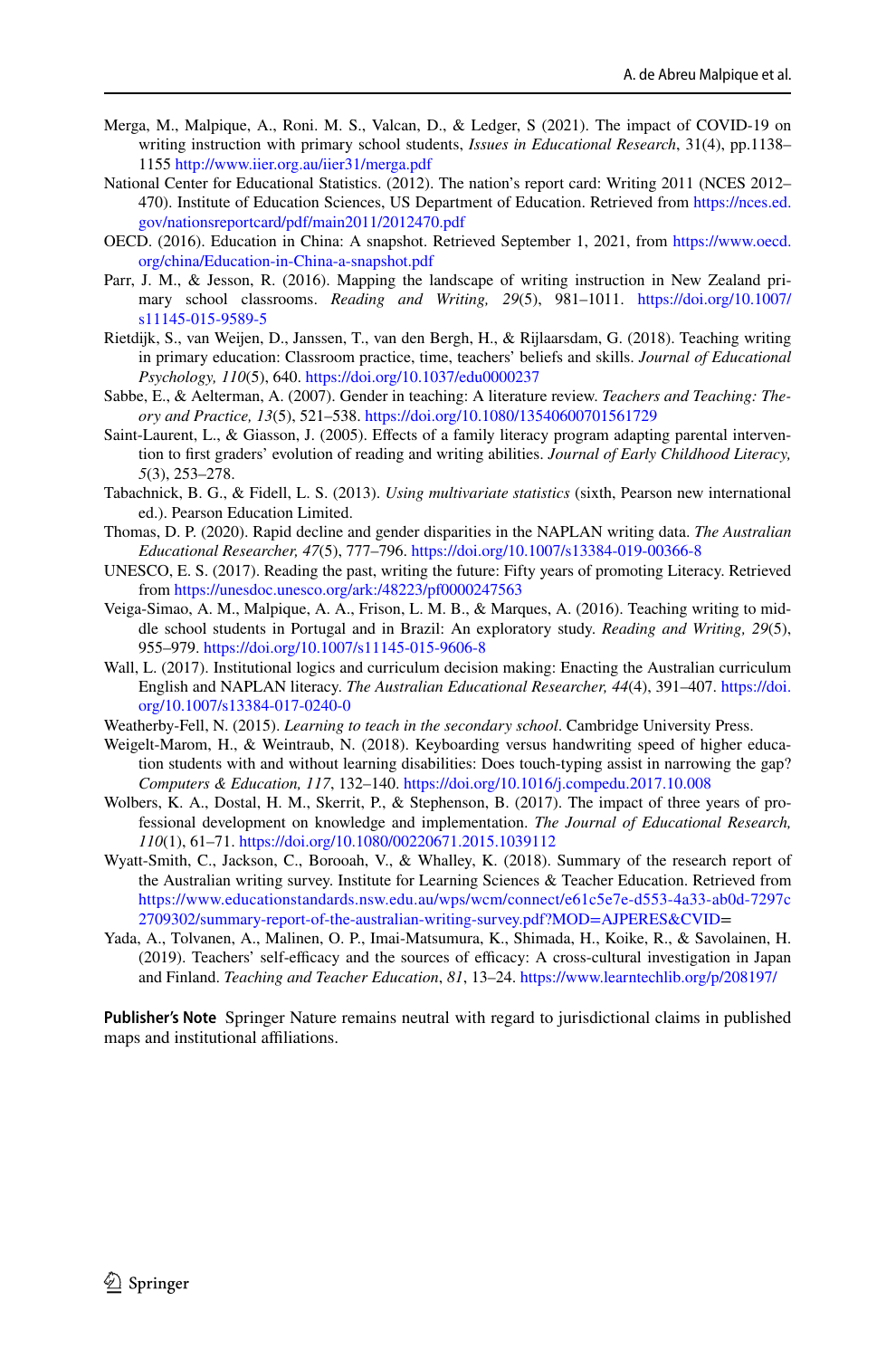Merga, M., Malpique, A., Roni. M. S., Valcan, D., & Ledger, S (2021). The impact of COVID-19 on writing instruction with primary school students, *Issues in Educational Research*, 31(4), pp.1138–1155 http://www.iier.org.au/iier31/merga.pdf

National Center for Educational Statistics. (2012). The nation's report card: Writing 2011 (NCES 2012–470). Institute of Education Sciences, US Department of Education. Retrieved from https://nces.ed.gov/nationsreportcard/pdf/main2011/2012470.pdf

OECD. (2016). Education in China: A snapshot. Retrieved September 1, 2021, from https://www.oecd.org/china/Education-in-China-a-snapshot.pdf

Parr, J. M., & Jesson, R. (2016). Mapping the landscape of writing instruction in New Zealand primary school classrooms. *Reading and Writing, 29*(5), 981–1011. https://doi.org/10.1007/s11145-015-9589-5

Rietdijk, S., van Weijen, D., Janssen, T., van den Bergh, H., & Rijlaarsdam, G. (2018). Teaching writing in primary education: Classroom practice, time, teachers' beliefs and skills. *Journal of Educational Psychology, 110*(5), 640. https://doi.org/10.1037/edu0000237

Sabbe, E., & Aelterman, A. (2007). Gender in teaching: A literature review. *Teachers and Teaching: Theory and Practice, 13*(5), 521–538. https://doi.org/10.1080/13540600701561729

Saint-Laurent, L., & Giasson, J. (2005). Effects of a family literacy program adapting parental intervention to first graders' evolution of reading and writing abilities. *Journal of Early Childhood Literacy, 5*(3), 253–278.

Tabachnick, B. G., & Fidell, L. S. (2013). *Using multivariate statistics* (sixth, Pearson new international ed.). Pearson Education Limited.

Thomas, D. P. (2020). Rapid decline and gender disparities in the NAPLAN writing data. *The Australian Educational Researcher, 47*(5), 777–796. https://doi.org/10.1007/s13384-019-00366-8

UNESCO, E. S. (2017). Reading the past, writing the future: Fifty years of promoting Literacy. Retrieved from https://unesdoc.unesco.org/ark:/48223/pf0000247563

Veiga-Simao, A. M., Malpique, A. A., Frison, L. M. B., & Marques, A. (2016). Teaching writing to middle school students in Portugal and in Brazil: An exploratory study. *Reading and Writing, 29*(5), 955–979. https://doi.org/10.1007/s11145-015-9606-8

Wall, L. (2017). Institutional logics and curriculum decision making: Enacting the Australian curriculum English and NAPLAN literacy. *The Australian Educational Researcher, 44*(4), 391–407. https://doi.org/10.1007/s13384-017-0240-0

Weatherby-Fell, N. (2015). *Learning to teach in the secondary school*. Cambridge University Press.

Weigelt-Marom, H., & Weintraub, N. (2018). Keyboarding versus handwriting speed of higher education students with and without learning disabilities: Does touch-typing assist in narrowing the gap? *Computers & Education, 117*, 132–140. https://doi.org/10.1016/j.compedu.2017.10.008

Wolbers, K. A., Dostal, H. M., Skerrit, P., & Stephenson, B. (2017). The impact of three years of professional development on knowledge and implementation. *The Journal of Educational Research, 110*(1), 61–71. https://doi.org/10.1080/00220671.2015.1039112

Wyatt-Smith, C., Jackson, C., Borooah, V., & Whalley, K. (2018). Summary of the research report of the Australian writing survey. Institute for Learning Sciences & Teacher Education. Retrieved from https://www.educationstandards.nsw.edu.au/wps/wcm/connect/e61c5e7e-d553-4a33-ab0d-7297c2709302/summary-report-of-the-australian-writing-survey.pdf?MOD=AJPERES&CVID=

Yada, A., Tolvanen, A., Malinen, O. P., Imai-Matsumura, K., Shimada, H., Koike, R., & Savolainen, H. (2019). Teachers' self-efficacy and the sources of efficacy: A cross-cultural investigation in Japan and Finland. *Teaching and Teacher Education*, *81*, 13–24. https://www.learntechlib.org/p/208197/

**Publisher's Note** Springer Nature remains neutral with regard to jurisdictional claims in published maps and institutional affiliations.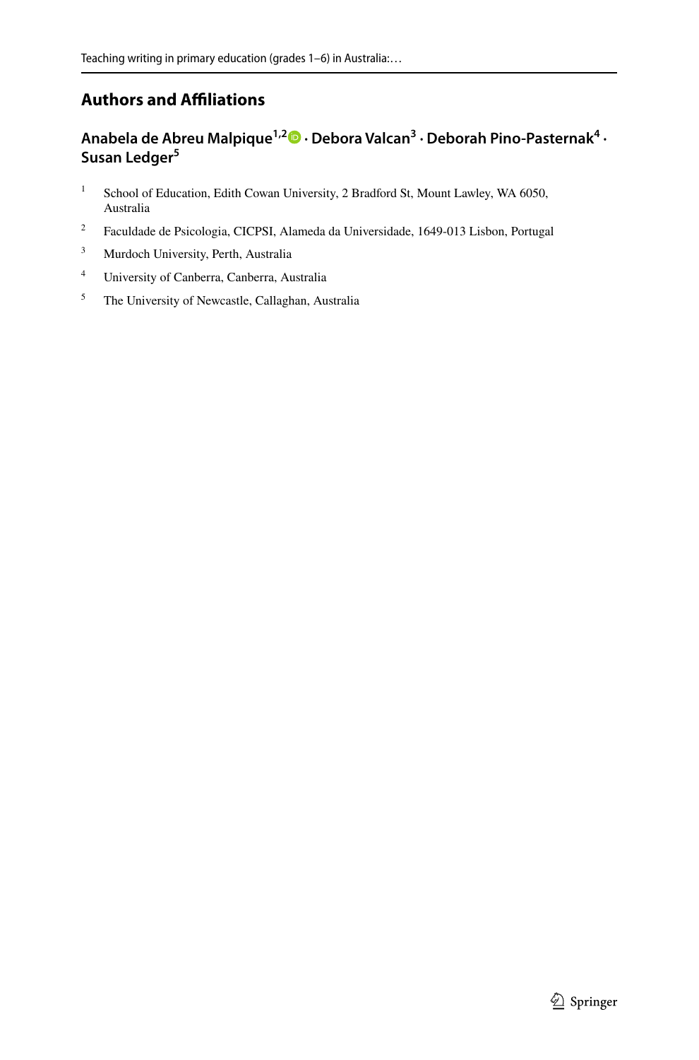## Authors and Affiliations

**Anabela de Abreu Malpique[1,2] · Debora Valcan[3] · Deborah Pino-Pasternak[4] · Susan Ledger[5]**

[1] School of Education, Edith Cowan University, 2 Bradford St, Mount Lawley, WA 6050, Australia

[2] Faculdade de Psicologia, CICPSI, Alameda da Universidade, 1649-013 Lisbon, Portugal

[3] Murdoch University, Perth, Australia

[4] University of Canberra, Canberra, Australia

[5] The University of Newcastle, Callaghan, Australia